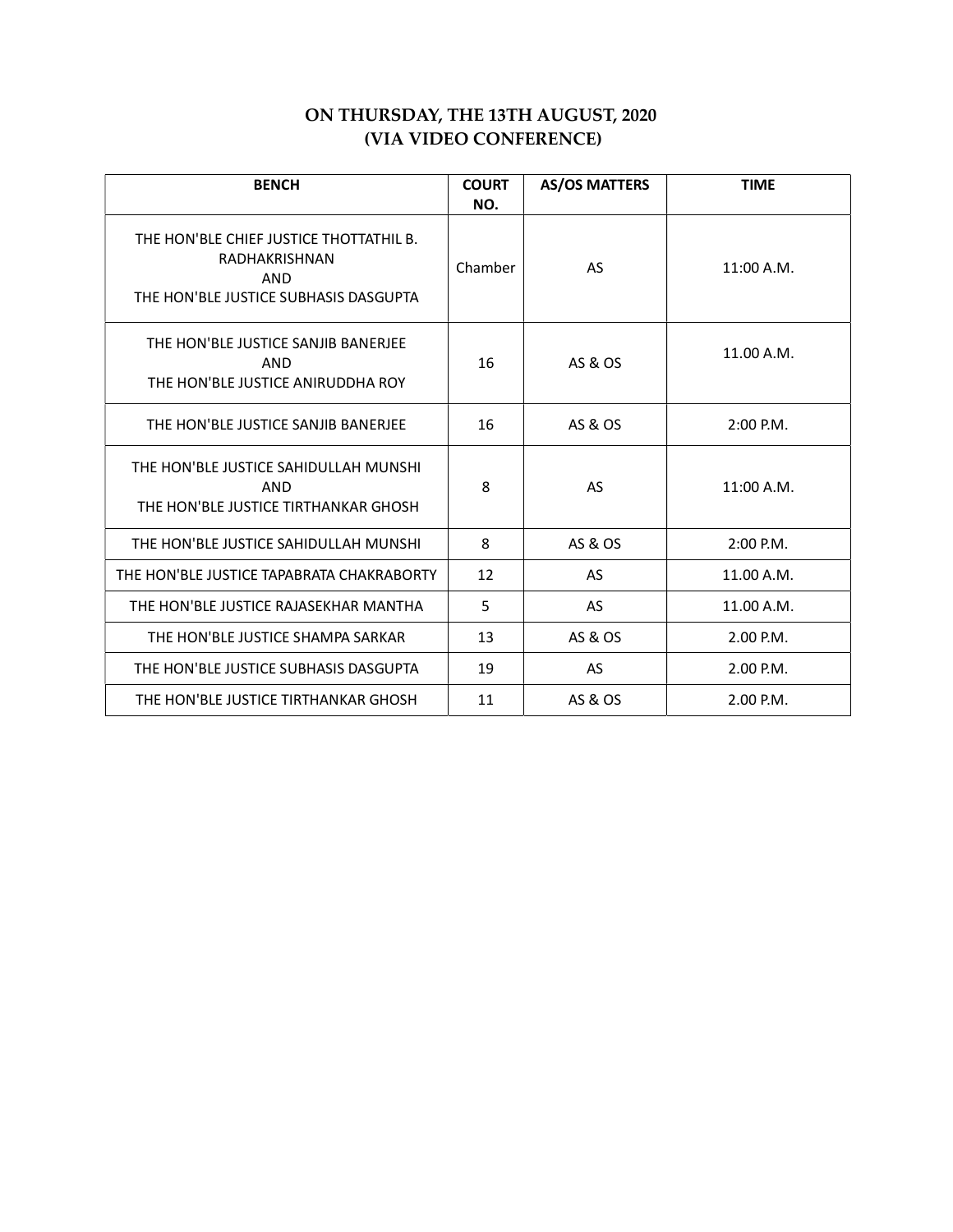**ON THURSDAY, THE 13TH AUGUST, 2020**
**(VIA VIDEO CONFERENCE)**

| BENCH | COURT NO. | AS/OS MATTERS | TIME |
|---|---|---|---|
| THE HON'BLE CHIEF JUSTICE THOTTATHIL B. RADHAKRISHNAN AND THE HON'BLE JUSTICE SUBHASIS DASGUPTA | Chamber | AS | 11:00 A.M. |
| THE HON'BLE JUSTICE SANJIB BANERJEE AND THE HON'BLE JUSTICE ANIRUDDHA ROY | 16 | AS & OS | 11.00 A.M. |
| THE HON'BLE JUSTICE SANJIB BANERJEE | 16 | AS & OS | 2:00 P.M. |
| THE HON'BLE JUSTICE SAHIDULLAH MUNSHI AND THE HON'BLE JUSTICE TIRTHANKAR GHOSH | 8 | AS | 11:00 A.M. |
| THE HON'BLE JUSTICE SAHIDULLAH MUNSHI | 8 | AS & OS | 2:00 P.M. |
| THE HON'BLE JUSTICE TAPABRATA CHAKRABORTY | 12 | AS | 11.00 A.M. |
| THE HON'BLE JUSTICE RAJASEKHAR MANTHA | 5 | AS | 11.00 A.M. |
| THE HON'BLE JUSTICE SHAMPA SARKAR | 13 | AS & OS | 2.00 P.M. |
| THE HON'BLE JUSTICE SUBHASIS DASGUPTA | 19 | AS | 2.00 P.M. |
| THE HON'BLE JUSTICE TIRTHANKAR GHOSH | 11 | AS & OS | 2.00 P.M. |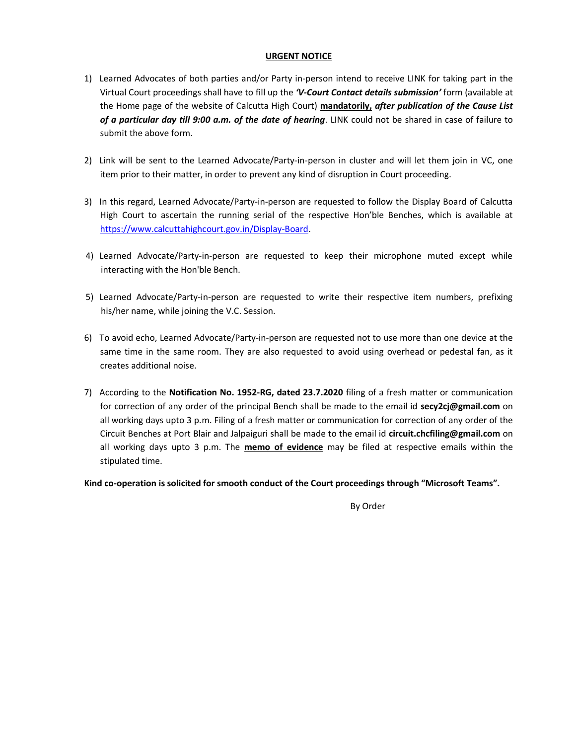**<u>URGENT NOTICE</u>**

1) Learned Advocates of both parties and/or Party in-person intend to receive LINK for taking part in the Virtual Court proceedings shall have to fill up the ***'V-Court Contact details submission'*** form (available at the Home page of the website of Calcutta High Court) **<u>mandatorily,</u>** ***after publication of the Cause List of a particular day till 9:00 a.m. of the date of hearing***. LINK could not be shared in case of failure to submit the above form.

2) Link will be sent to the Learned Advocate/Party-in-person in cluster and will let them join in VC, one item prior to their matter, in order to prevent any kind of disruption in Court proceeding.

3) In this regard, Learned Advocate/Party-in-person are requested to follow the Display Board of Calcutta High Court to ascertain the running serial of the respective Hon'ble Benches, which is available at https://www.calcuttahighcourt.gov.in/Display-Board.

4) Learned Advocate/Party-in-person are requested to keep their microphone muted except while interacting with the Hon'ble Bench.

5) Learned Advocate/Party-in-person are requested to write their respective item numbers, prefixing his/her name, while joining the V.C. Session.

6) To avoid echo, Learned Advocate/Party-in-person are requested not to use more than one device at the same time in the same room. They are also requested to avoid using overhead or pedestal fan, as it creates additional noise.

7) According to the **Notification No. 1952-RG, dated 23.7.2020** filing of a fresh matter or communication for correction of any order of the principal Bench shall be made to the email id **secy2cj@gmail.com** on all working days upto 3 p.m. Filing of a fresh matter or communication for correction of any order of the Circuit Benches at Port Blair and Jalpaiguri shall be made to the email id **circuit.chcfiling@gmail.com** on all working days upto 3 p.m. The **<u>memo of evidence</u>** may be filed at respective emails within the stipulated time.

**Kind co-operation is solicited for smooth conduct of the Court proceedings through "Microsoft Teams".**

By Order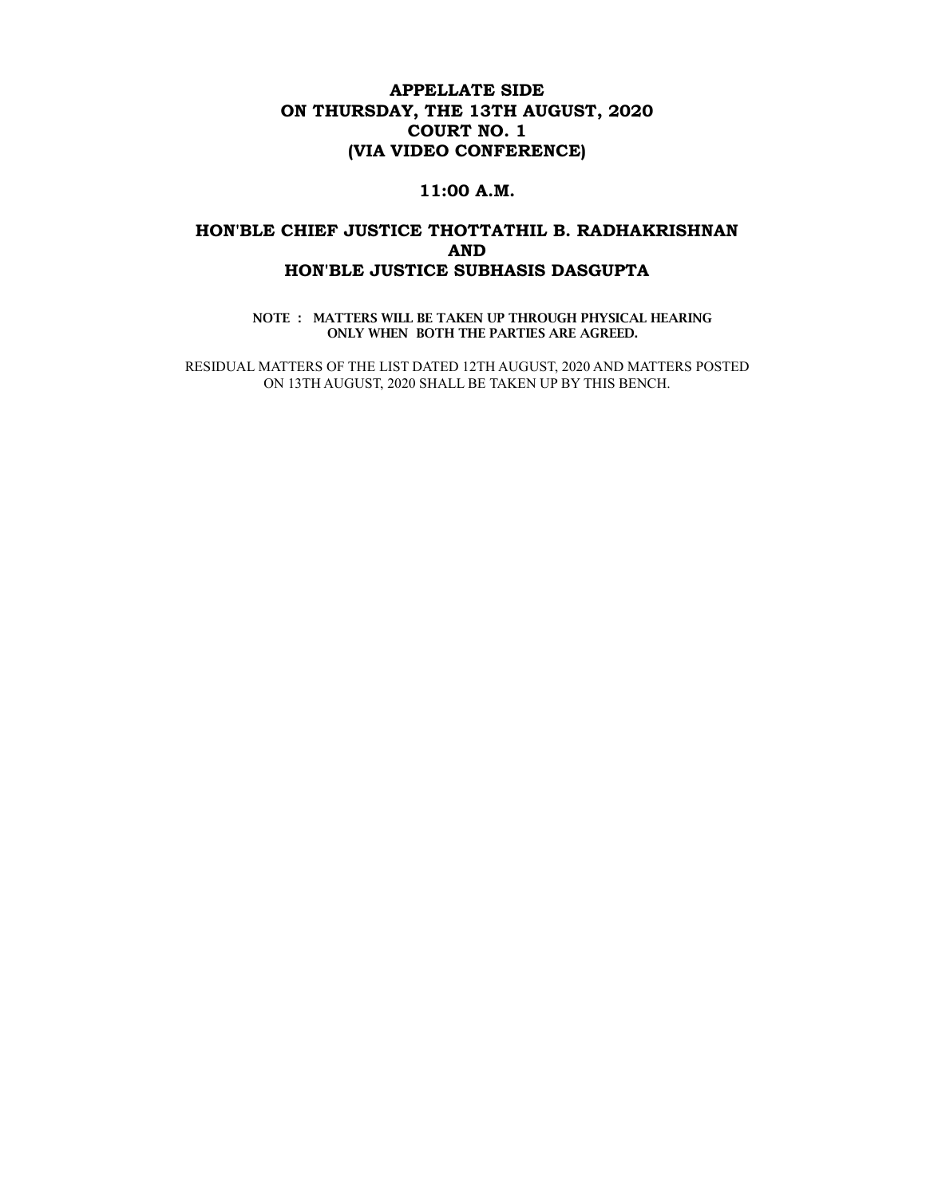**APPELLATE SIDE**
**ON THURSDAY, THE 13TH AUGUST, 2020**
**COURT NO. 1**
**(VIA VIDEO CONFERENCE)**

**11:00 A.M.**

**HON'BLE CHIEF JUSTICE THOTTATHIL B. RADHAKRISHNAN**
**AND**
**HON'BLE JUSTICE SUBHASIS DASGUPTA**

**NOTE : MATTERS WILL BE TAKEN UP THROUGH PHYSICAL HEARING ONLY WHEN BOTH THE PARTIES ARE AGREED.**

RESIDUAL MATTERS OF THE LIST DATED 12TH AUGUST, 2020 AND MATTERS POSTED ON 13TH AUGUST, 2020 SHALL BE TAKEN UP BY THIS BENCH.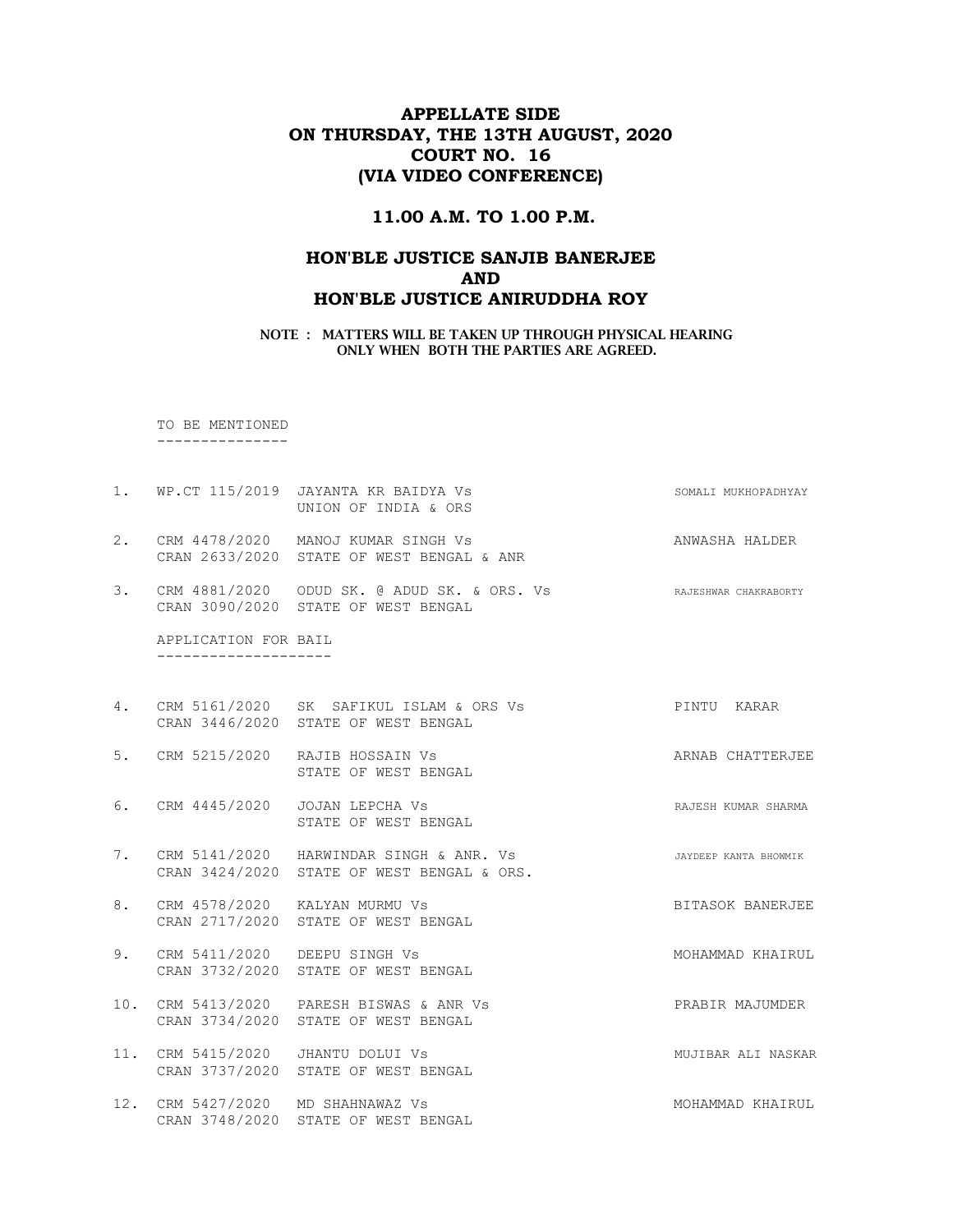# APPELLATE SIDE
# ON THURSDAY, THE 13TH AUGUST, 2020
# COURT NO. 16
# (VIA VIDEO CONFERENCE)

## 11.00 A.M. TO 1.00 P.M.

## HON'BLE JUSTICE SANJIB BANERJEE
## AND
## HON'BLE JUSTICE ANIRUDDHA ROY

**NOTE : MATTERS WILL BE TAKEN UP THROUGH PHYSICAL HEARING ONLY WHEN BOTH THE PARTIES ARE AGREED.**

TO BE MENTIONED
---------------

1. WP.CT 115/2019 JAYANTA KR BAIDYA Vs UNION OF INDIA & ORS — SOMALI MUKHOPADHYAY
2. CRM 4478/2020 CRAN 2633/2020 MANOJ KUMAR SINGH Vs STATE OF WEST BENGAL & ANR — ANWASHA HALDER
3. CRM 4881/2020 CRAN 3090/2020 ODUD SK. @ ADUD SK. & ORS. Vs STATE OF WEST BENGAL — RAJESHWAR CHAKRABORTY

APPLICATION FOR BAIL
--------------------

4. CRM 5161/2020 CRAN 3446/2020 SK SAFIKUL ISLAM & ORS Vs STATE OF WEST BENGAL — PINTU KARAR
5. CRM 5215/2020 RAJIB HOSSAIN Vs STATE OF WEST BENGAL — ARNAB CHATTERJEE
6. CRM 4445/2020 JOJAN LEPCHA Vs STATE OF WEST BENGAL — RAJESH KUMAR SHARMA
7. CRM 5141/2020 CRAN 3424/2020 HARWINDAR SINGH & ANR. Vs STATE OF WEST BENGAL & ORS. — JAYDEEP KANTA BHOWMIK
8. CRM 4578/2020 CRAN 2717/2020 KALYAN MURMU Vs STATE OF WEST BENGAL — BITASOK BANERJEE
9. CRM 5411/2020 CRAN 3732/2020 DEEPU SINGH Vs STATE OF WEST BENGAL — MOHAMMAD KHAIRUL
10. CRM 5413/2020 CRAN 3734/2020 PARESH BISWAS & ANR Vs STATE OF WEST BENGAL — PRABIR MAJUMDER
11. CRM 5415/2020 CRAN 3737/2020 JHANTU DOLUI Vs STATE OF WEST BENGAL — MUJIBAR ALI NASKAR
12. CRM 5427/2020 CRAN 3748/2020 MD SHAHNAWAZ Vs STATE OF WEST BENGAL — MOHAMMAD KHAIRUL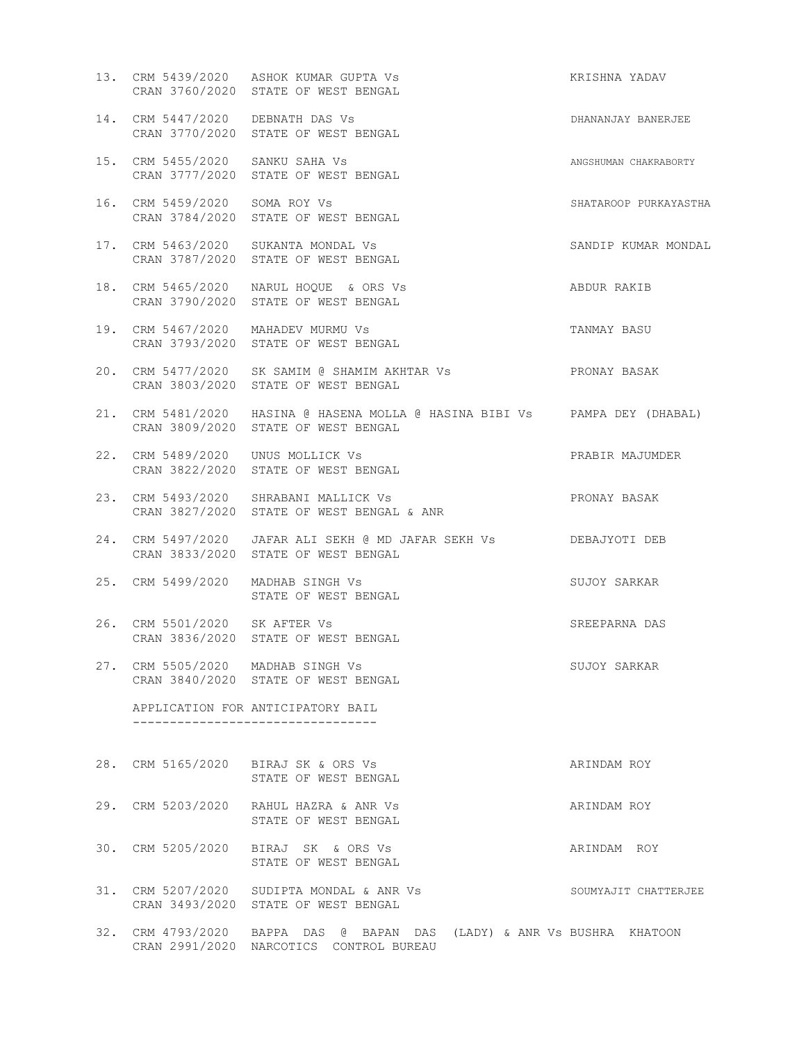13. CRM 5439/2020 ASHOK KUMAR GUPTA Vs KRISHNA YADAV
    CRAN 3760/2020 STATE OF WEST BENGAL

14. CRM 5447/2020 DEBNATH DAS Vs DHANANJAY BANERJEE
    CRAN 3770/2020 STATE OF WEST BENGAL

15. CRM 5455/2020 SANKU SAHA Vs ANGSHUMAN CHAKRABORTY
    CRAN 3777/2020 STATE OF WEST BENGAL

16. CRM 5459/2020 SOMA ROY Vs SHATAROOP PURKAYASTHA
    CRAN 3784/2020 STATE OF WEST BENGAL

17. CRM 5463/2020 SUKANTA MONDAL Vs SANDIP KUMAR MONDAL
    CRAN 3787/2020 STATE OF WEST BENGAL

18. CRM 5465/2020 NARUL HOQUE & ORS Vs ABDUR RAKIB
    CRAN 3790/2020 STATE OF WEST BENGAL

19. CRM 5467/2020 MAHADEV MURMU Vs TANMAY BASU
    CRAN 3793/2020 STATE OF WEST BENGAL

20. CRM 5477/2020 SK SAMIM @ SHAMIM AKHTAR Vs PRONAY BASAK
    CRAN 3803/2020 STATE OF WEST BENGAL

21. CRM 5481/2020 HASINA @ HASENA MOLLA @ HASINA BIBI Vs PAMPA DEY (DHABAL)
    CRAN 3809/2020 STATE OF WEST BENGAL

22. CRM 5489/2020 UNUS MOLLICK Vs PRABIR MAJUMDER
    CRAN 3822/2020 STATE OF WEST BENGAL

23. CRM 5493/2020 SHRABANI MALLICK Vs PRONAY BASAK
    CRAN 3827/2020 STATE OF WEST BENGAL & ANR

24. CRM 5497/2020 JAFAR ALI SEKH @ MD JAFAR SEKH Vs DEBAJYOTI DEB
    CRAN 3833/2020 STATE OF WEST BENGAL

25. CRM 5499/2020 MADHAB SINGH Vs SUJOY SARKAR
    STATE OF WEST BENGAL

26. CRM 5501/2020 SK AFTER Vs SREEPARNA DAS
    CRAN 3836/2020 STATE OF WEST BENGAL

27. CRM 5505/2020 MADHAB SINGH Vs SUJOY SARKAR
    CRAN 3840/2020 STATE OF WEST BENGAL

## APPLICATION FOR ANTICIPATORY BAIL

28. CRM 5165/2020 BIRAJ SK & ORS Vs ARINDAM ROY
    STATE OF WEST BENGAL

29. CRM 5203/2020 RAHUL HAZRA & ANR Vs ARINDAM ROY
    STATE OF WEST BENGAL

30. CRM 5205/2020 BIRAJ SK & ORS Vs ARINDAM ROY
    STATE OF WEST BENGAL

31. CRM 5207/2020 SUDIPTA MONDAL & ANR Vs SOUMYAJIT CHATTERJEE
    CRAN 3493/2020 STATE OF WEST BENGAL

32. CRM 4793/2020 BAPPA DAS @ BAPAN DAS (LADY) & ANR Vs BUSHRA KHATOON
    CRAN 2991/2020 NARCOTICS CONTROL BUREAU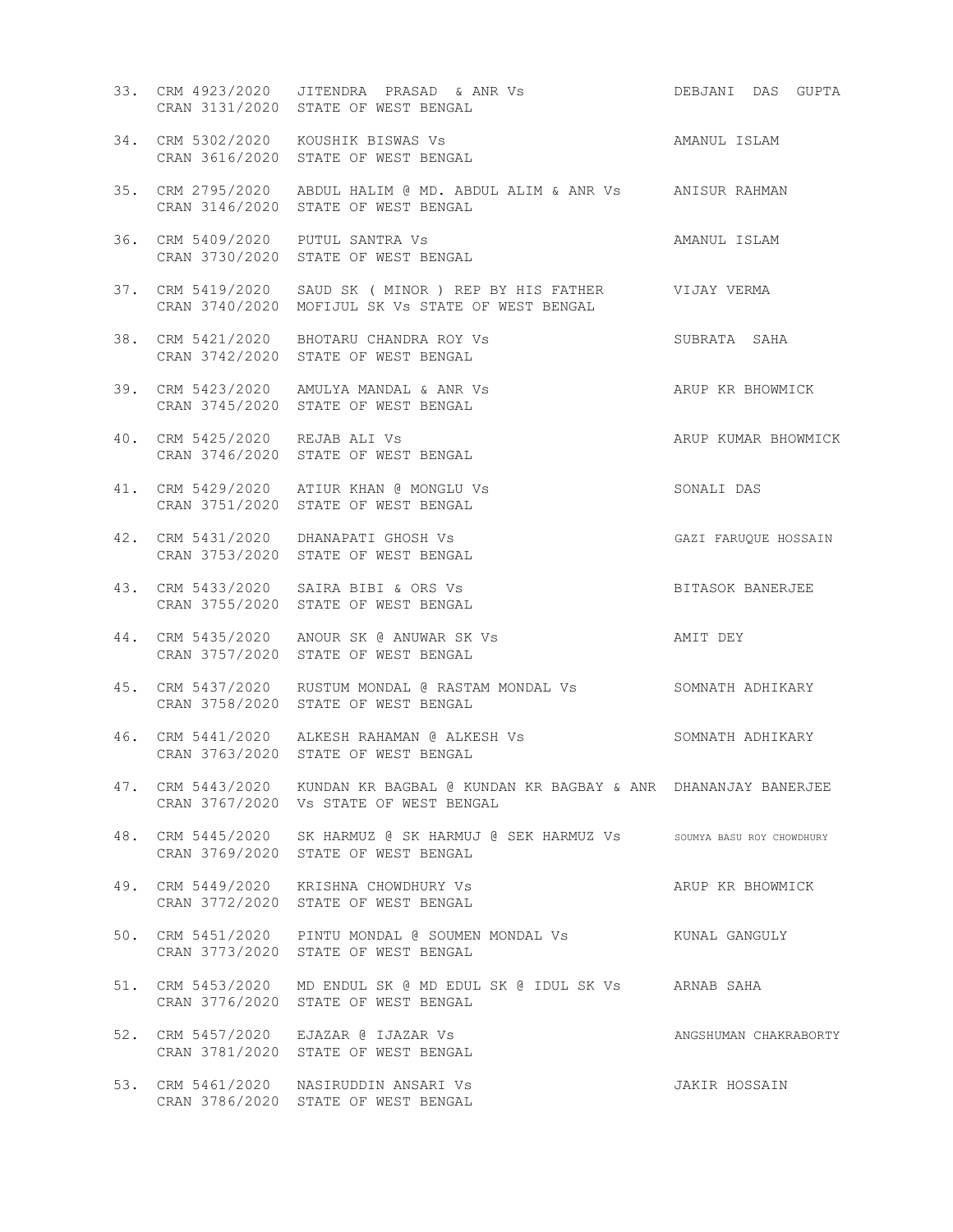| No. | Case No. | Parties | Advocate |
|---|---|---|---|
| 33. | CRM 4923/2020<br>CRAN 3131/2020 | JITENDRA PRASAD & ANR Vs<br>STATE OF WEST BENGAL | DEBJANI DAS GUPTA |
| 34. | CRM 5302/2020<br>CRAN 3616/2020 | KOUSHIK BISWAS Vs<br>STATE OF WEST BENGAL | AMANUL ISLAM |
| 35. | CRM 2795/2020<br>CRAN 3146/2020 | ABDUL HALIM @ MD. ABDUL ALIM & ANR Vs<br>STATE OF WEST BENGAL | ANISUR RAHMAN |
| 36. | CRM 5409/2020<br>CRAN 3730/2020 | PUTUL SANTRA Vs<br>STATE OF WEST BENGAL | AMANUL ISLAM |
| 37. | CRM 5419/2020<br>CRAN 3740/2020 | SAUD SK ( MINOR ) REP BY HIS FATHER<br>MOFIJUL SK Vs STATE OF WEST BENGAL | VIJAY VERMA |
| 38. | CRM 5421/2020<br>CRAN 3742/2020 | BHOTARU CHANDRA ROY Vs<br>STATE OF WEST BENGAL | SUBRATA SAHA |
| 39. | CRM 5423/2020<br>CRAN 3745/2020 | AMULYA MANDAL & ANR Vs<br>STATE OF WEST BENGAL | ARUP KR BHOWMICK |
| 40. | CRM 5425/2020<br>CRAN 3746/2020 | REJAB ALI Vs<br>STATE OF WEST BENGAL | ARUP KUMAR BHOWMICK |
| 41. | CRM 5429/2020<br>CRAN 3751/2020 | ATIUR KHAN @ MONGLU Vs<br>STATE OF WEST BENGAL | SONALI DAS |
| 42. | CRM 5431/2020<br>CRAN 3753/2020 | DHANAPATI GHOSH Vs<br>STATE OF WEST BENGAL | GAZI FARUQUE HOSSAIN |
| 43. | CRM 5433/2020<br>CRAN 3755/2020 | SAIRA BIBI & ORS Vs<br>STATE OF WEST BENGAL | BITASOK BANERJEE |
| 44. | CRM 5435/2020<br>CRAN 3757/2020 | ANOUR SK @ ANUWAR SK Vs<br>STATE OF WEST BENGAL | AMIT DEY |
| 45. | CRM 5437/2020<br>CRAN 3758/2020 | RUSTUM MONDAL @ RASTAM MONDAL Vs<br>STATE OF WEST BENGAL | SOMNATH ADHIKARY |
| 46. | CRM 5441/2020<br>CRAN 3763/2020 | ALKESH RAHAMAN @ ALKESH Vs<br>STATE OF WEST BENGAL | SOMNATH ADHIKARY |
| 47. | CRM 5443/2020<br>CRAN 3767/2020 | KUNDAN KR BAGBAL @ KUNDAN KR BAGBAY & ANR<br>Vs STATE OF WEST BENGAL | DHANANJAY BANERJEE |
| 48. | CRM 5445/2020<br>CRAN 3769/2020 | SK HARMUZ @ SK HARMUJ @ SEK HARMUZ Vs<br>STATE OF WEST BENGAL | SOUMYA BASU ROY CHOWDHURY |
| 49. | CRM 5449/2020<br>CRAN 3772/2020 | KRISHNA CHOWDHURY Vs<br>STATE OF WEST BENGAL | ARUP KR BHOWMICK |
| 50. | CRM 5451/2020<br>CRAN 3773/2020 | PINTU MONDAL @ SOUMEN MONDAL Vs<br>STATE OF WEST BENGAL | KUNAL GANGULY |
| 51. | CRM 5453/2020<br>CRAN 3776/2020 | MD ENDUL SK @ MD EDUL SK @ IDUL SK Vs<br>STATE OF WEST BENGAL | ARNAB SAHA |
| 52. | CRM 5457/2020<br>CRAN 3781/2020 | EJAZAR @ IJAZAR Vs<br>STATE OF WEST BENGAL | ANGSHUMAN CHAKRABORTY |
| 53. | CRM 5461/2020<br>CRAN 3786/2020 | NASIRUDDIN ANSARI Vs<br>STATE OF WEST BENGAL | JAKIR HOSSAIN |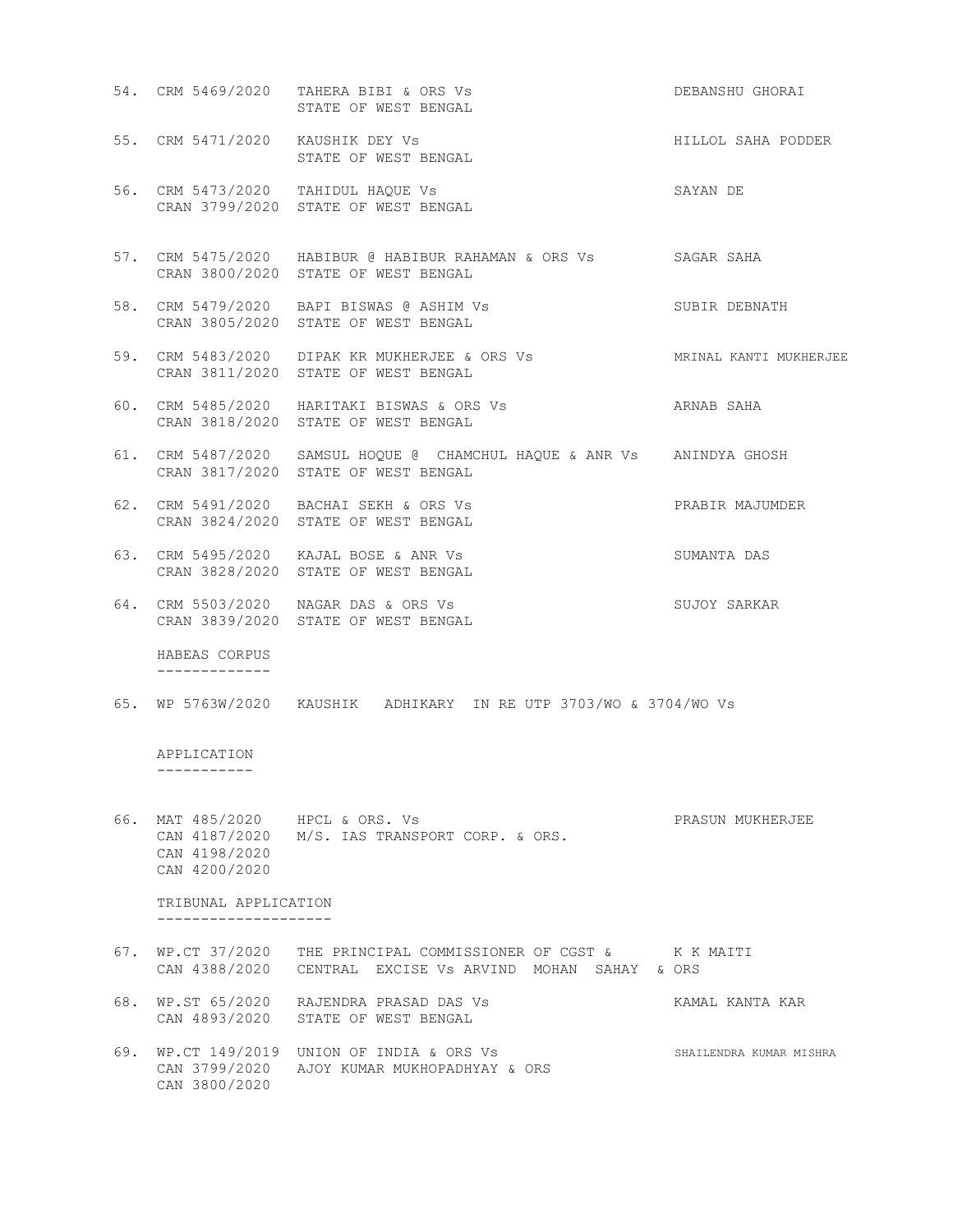54. CRM 5469/2020 TAHERA BIBI & ORS Vs STATE OF WEST BENGAL — DEBANSHU GHORAI

55. CRM 5471/2020 KAUSHIK DEY Vs STATE OF WEST BENGAL — HILLOL SAHA PODDER

56. CRM 5473/2020 CRAN 3799/2020 TAHIDUL HAQUE Vs STATE OF WEST BENGAL — SAYAN DE

57. CRM 5475/2020 CRAN 3800/2020 HABIBUR @ HABIBUR RAHAMAN & ORS Vs STATE OF WEST BENGAL — SAGAR SAHA

58. CRM 5479/2020 CRAN 3805/2020 BAPI BISWAS @ ASHIM Vs STATE OF WEST BENGAL — SUBIR DEBNATH

59. CRM 5483/2020 CRAN 3811/2020 DIPAK KR MUKHERJEE & ORS Vs STATE OF WEST BENGAL — MRINAL KANTI MUKHERJEE

60. CRM 5485/2020 CRAN 3818/2020 HARITAKI BISWAS & ORS Vs STATE OF WEST BENGAL — ARNAB SAHA

61. CRM 5487/2020 CRAN 3817/2020 SAMSUL HOQUE @ CHAMCHUL HAQUE & ANR Vs STATE OF WEST BENGAL — ANINDYA GHOSH

62. CRM 5491/2020 CRAN 3824/2020 BACHAI SEKH & ORS Vs STATE OF WEST BENGAL — PRABIR MAJUMDER

63. CRM 5495/2020 CRAN 3828/2020 KAJAL BOSE & ANR Vs STATE OF WEST BENGAL — SUMANTA DAS

64. CRM 5503/2020 CRAN 3839/2020 NAGAR DAS & ORS Vs STATE OF WEST BENGAL — SUJOY SARKAR

## HABEAS CORPUS

65. WP 5763W/2020 KAUSHIK ADHIKARY IN RE UTP 3703/WO & 3704/WO Vs

## APPLICATION

66. MAT 485/2020 CAN 4187/2020 CAN 4198/2020 CAN 4200/2020 HPCL & ORS. Vs M/S. IAS TRANSPORT CORP. & ORS. — PRASUN MUKHERJEE

## TRIBUNAL APPLICATION

67. WP.CT 37/2020 CAN 4388/2020 THE PRINCIPAL COMMISSIONER OF CGST & CENTRAL EXCISE Vs ARVIND MOHAN SAHAY & ORS — K K MAITI

68. WP.ST 65/2020 CAN 4893/2020 RAJENDRA PRASAD DAS Vs STATE OF WEST BENGAL — KAMAL KANTA KAR

69. WP.CT 149/2019 CAN 3799/2020 CAN 3800/2020 UNION OF INDIA & ORS Vs AJOY KUMAR MUKHOPADHYAY & ORS — SHAILENDRA KUMAR MISHRA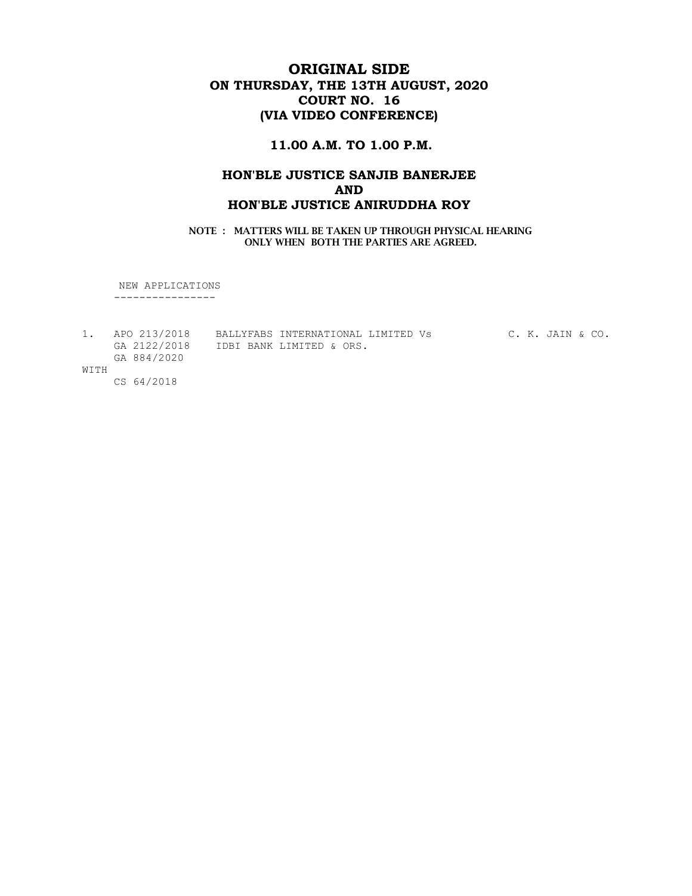# ORIGINAL SIDE
## ON THURSDAY, THE 13TH AUGUST, 2020
## COURT NO. 16
## (VIA VIDEO CONFERENCE)

### 11.00 A.M. TO 1.00 P.M.

### HON'BLE JUSTICE SANJIB BANERJEE
### AND
### HON'BLE JUSTICE ANIRUDDHA ROY

**NOTE : MATTERS WILL BE TAKEN UP THROUGH PHYSICAL HEARING ONLY WHEN BOTH THE PARTIES ARE AGREED.**

NEW APPLICATIONS
----------------

```
1.   APO 213/2018    BALLYFABS INTERNATIONAL LIMITED Vs          C. K. JAIN & CO.
     GA 2122/2018    IDBI BANK LIMITED & ORS.
     GA 884/2020
WITH
     CS 64/2018
```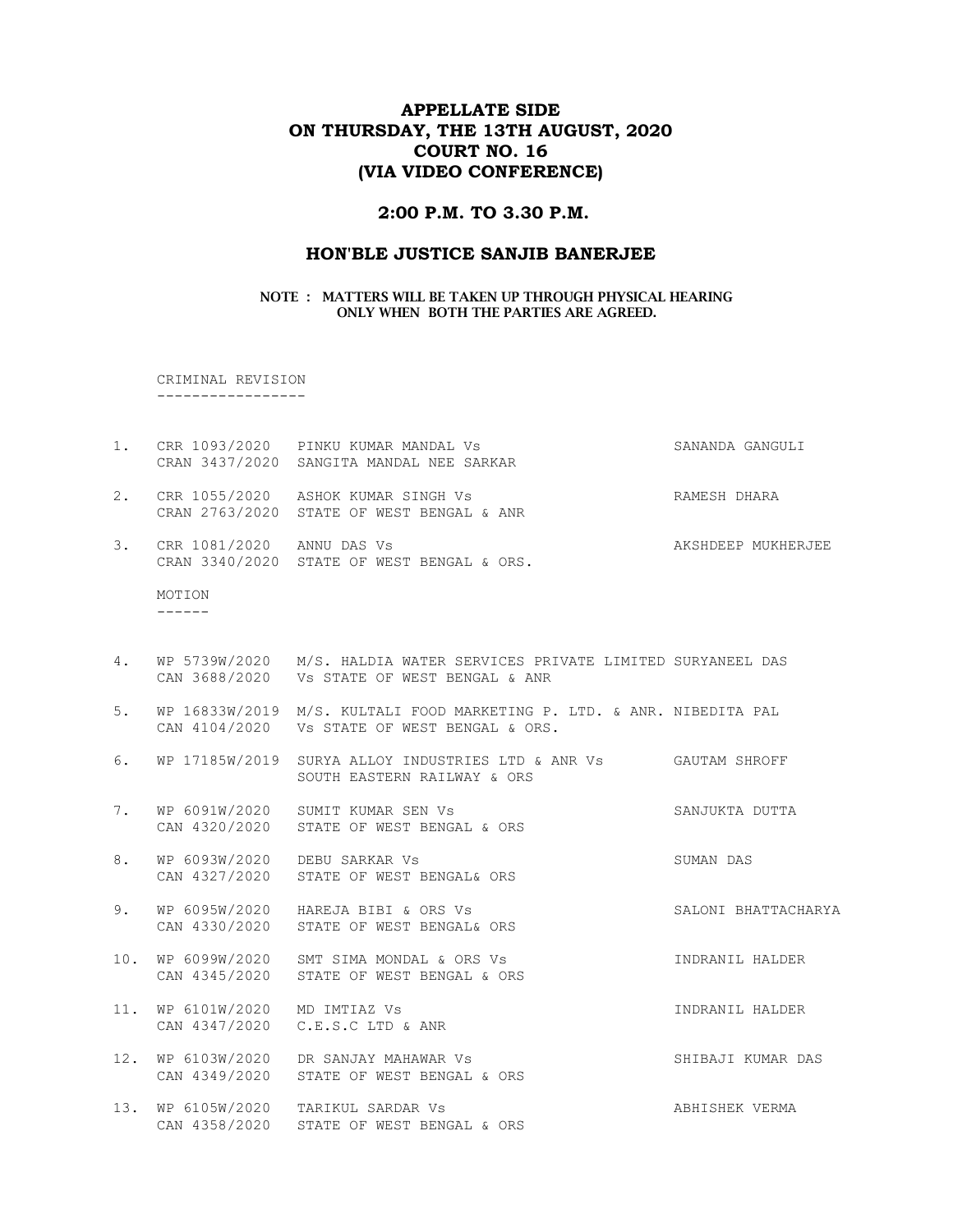# APPELLATE SIDE
# ON THURSDAY, THE 13TH AUGUST, 2020
# COURT NO. 16
# (VIA VIDEO CONFERENCE)

## 2:00 P.M. TO 3.30 P.M.

## HON'BLE JUSTICE SANJIB BANERJEE

**NOTE : MATTERS WILL BE TAKEN UP THROUGH PHYSICAL HEARING ONLY WHEN BOTH THE PARTIES ARE AGREED.**

CRIMINAL REVISION
-----------------

| No. | Case No. | Parties | Advocate |
|---|---|---|---|
| 1. | CRR 1093/2020<br>CRAN 3437/2020 | PINKU KUMAR MANDAL Vs<br>SANGITA MANDAL NEE SARKAR | SANANDA GANGULI |
| 2. | CRR 1055/2020<br>CRAN 2763/2020 | ASHOK KUMAR SINGH Vs<br>STATE OF WEST BENGAL & ANR | RAMESH DHARA |
| 3. | CRR 1081/2020<br>CRAN 3340/2020 | ANNU DAS Vs<br>STATE OF WEST BENGAL & ORS. | AKSHDEEP MUKHERJEE |

MOTION
------

| No. | Case No. | Parties | Advocate |
|---|---|---|---|
| 4. | WP 5739W/2020<br>CAN 3688/2020 | M/S. HALDIA WATER SERVICES PRIVATE LIMITED<br>Vs STATE OF WEST BENGAL & ANR | SURYANEEL DAS |
| 5. | WP 16833W/2019<br>CAN 4104/2020 | M/S. KULTALI FOOD MARKETING P. LTD. & ANR.<br>Vs STATE OF WEST BENGAL & ORS. | NIBEDITA PAL |
| 6. | WP 17185W/2019 | SURYA ALLOY INDUSTRIES LTD & ANR Vs<br>SOUTH EASTERN RAILWAY & ORS | GAUTAM SHROFF |
| 7. | WP 6091W/2020<br>CAN 4320/2020 | SUMIT KUMAR SEN Vs<br>STATE OF WEST BENGAL & ORS | SANJUKTA DUTTA |
| 8. | WP 6093W/2020<br>CAN 4327/2020 | DEBU SARKAR Vs<br>STATE OF WEST BENGAL& ORS | SUMAN DAS |
| 9. | WP 6095W/2020<br>CAN 4330/2020 | HAREJA BIBI & ORS Vs<br>STATE OF WEST BENGAL& ORS | SALONI BHATTACHARYA |
| 10. | WP 6099W/2020<br>CAN 4345/2020 | SMT SIMA MONDAL & ORS Vs<br>STATE OF WEST BENGAL & ORS | INDRANIL HALDER |
| 11. | WP 6101W/2020<br>CAN 4347/2020 | MD IMTIAZ Vs<br>C.E.S.C LTD & ANR | INDRANIL HALDER |
| 12. | WP 6103W/2020<br>CAN 4349/2020 | DR SANJAY MAHAWAR Vs<br>STATE OF WEST BENGAL & ORS | SHIBAJI KUMAR DAS |
| 13. | WP 6105W/2020<br>CAN 4358/2020 | TARIKUL SARDAR Vs<br>STATE OF WEST BENGAL & ORS | ABHISHEK VERMA |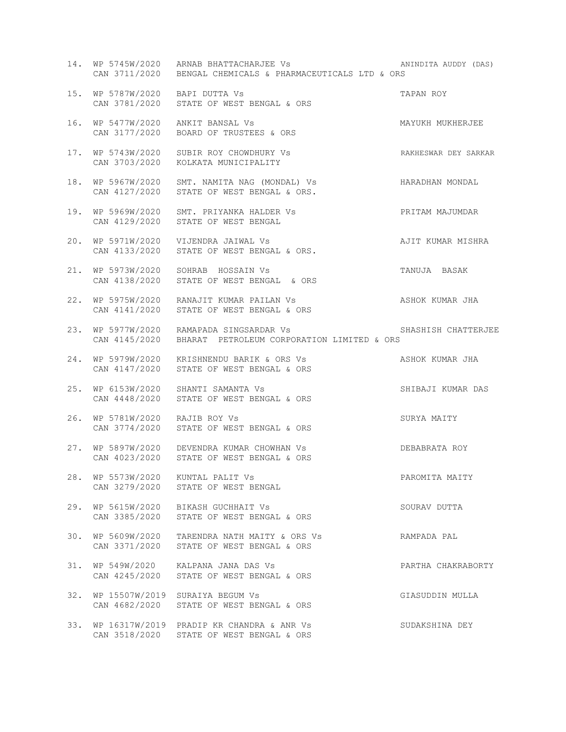14. WP 5745W/2020 ARNAB BHATTACHARJEE Vs ANINDITA AUDDY (DAS)
    CAN 3711/2020 BENGAL CHEMICALS & PHARMACEUTICALS LTD & ORS

15. WP 5787W/2020 BAPI DUTTA Vs TAPAN ROY
    CAN 3781/2020 STATE OF WEST BENGAL & ORS

16. WP 5477W/2020 ANKIT BANSAL Vs MAYUKH MUKHERJEE
    CAN 3177/2020 BOARD OF TRUSTEES & ORS

17. WP 5743W/2020 SUBIR ROY CHOWDHURY Vs RAKHESWAR DEY SARKAR
    CAN 3703/2020 KOLKATA MUNICIPALITY

18. WP 5967W/2020 SMT. NAMITA NAG (MONDAL) Vs HARADHAN MONDAL
    CAN 4127/2020 STATE OF WEST BENGAL & ORS.

19. WP 5969W/2020 SMT. PRIYANKA HALDER Vs PRITAM MAJUMDAR
    CAN 4129/2020 STATE OF WEST BENGAL

20. WP 5971W/2020 VIJENDRA JAIWAL Vs AJIT KUMAR MISHRA
    CAN 4133/2020 STATE OF WEST BENGAL & ORS.

21. WP 5973W/2020 SOHRAB HOSSAIN Vs TANUJA BASAK
    CAN 4138/2020 STATE OF WEST BENGAL & ORS

22. WP 5975W/2020 RANAJIT KUMAR PAILAN Vs ASHOK KUMAR JHA
    CAN 4141/2020 STATE OF WEST BENGAL & ORS

23. WP 5977W/2020 RAMAPADA SINGSARDAR Vs SHASHISH CHATTERJEE
    CAN 4145/2020 BHARAT PETROLEUM CORPORATION LIMITED & ORS

24. WP 5979W/2020 KRISHNENDU BARIK & ORS Vs ASHOK KUMAR JHA
    CAN 4147/2020 STATE OF WEST BENGAL & ORS

25. WP 6153W/2020 SHANTI SAMANTA Vs SHIBAJI KUMAR DAS
    CAN 4448/2020 STATE OF WEST BENGAL & ORS

26. WP 5781W/2020 RAJIB ROY Vs SURYA MAITY
    CAN 3774/2020 STATE OF WEST BENGAL & ORS

27. WP 5897W/2020 DEVENDRA KUMAR CHOWHAN Vs DEBABRATA ROY
    CAN 4023/2020 STATE OF WEST BENGAL & ORS

28. WP 5573W/2020 KUNTAL PALIT Vs PAROMITA MAITY
    CAN 3279/2020 STATE OF WEST BENGAL

29. WP 5615W/2020 BIKASH GUCHHAIT Vs SOURAV DUTTA
    CAN 3385/2020 STATE OF WEST BENGAL & ORS

30. WP 5609W/2020 TARENDRA NATH MAITY & ORS Vs RAMPADA PAL
    CAN 3371/2020 STATE OF WEST BENGAL & ORS

31. WP 549W/2020 KALPANA JANA DAS Vs PARTHA CHAKRABORTY
    CAN 4245/2020 STATE OF WEST BENGAL & ORS

32. WP 15507W/2019 SURAIYA BEGUM Vs GIASUDDIN MULLA
    CAN 4682/2020 STATE OF WEST BENGAL & ORS

33. WP 16317W/2019 PRADIP KR CHANDRA & ANR Vs SUDAKSHINA DEY
    CAN 3518/2020 STATE OF WEST BENGAL & ORS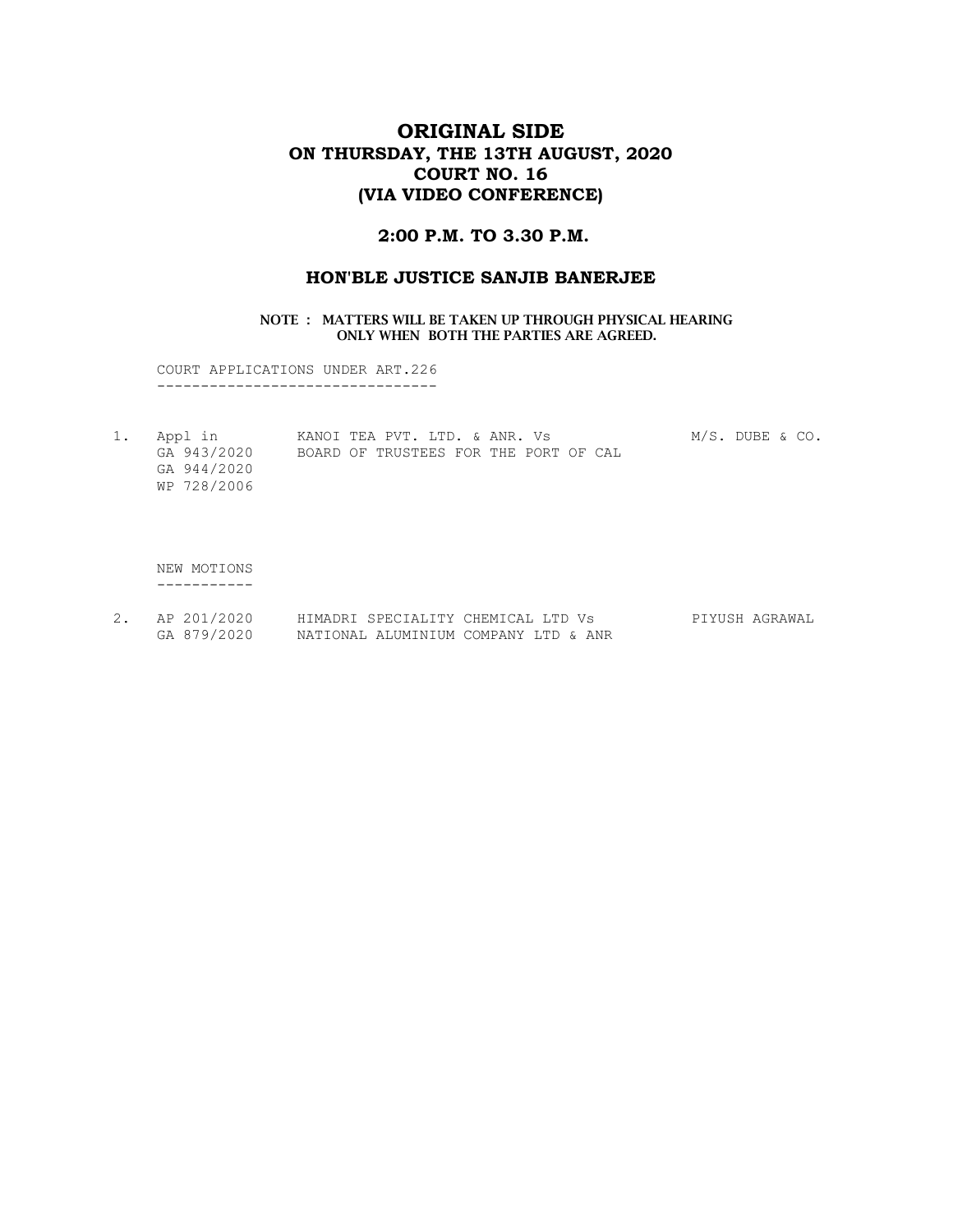# ORIGINAL SIDE
## ON THURSDAY, THE 13TH AUGUST, 2020
## COURT NO. 16
## (VIA VIDEO CONFERENCE)

### 2:00 P.M. TO 3.30 P.M.

### HON'BLE JUSTICE SANJIB BANERJEE

**NOTE : MATTERS WILL BE TAKEN UP THROUGH PHYSICAL HEARING ONLY WHEN BOTH THE PARTIES ARE AGREED.**

COURT APPLICATIONS UNDER ART.226
--------------------------------

| | | | |
|---|---|---|---|
| 1. | Appl in<br>GA 943/2020<br>GA 944/2020<br>WP 728/2006 | KANOI TEA PVT. LTD. & ANR. Vs<br>BOARD OF TRUSTEES FOR THE PORT OF CAL | M/S. DUBE & CO. |

NEW MOTIONS
-----------

| | | | |
|---|---|---|---|
| 2. | AP 201/2020<br>GA 879/2020 | HIMADRI SPECIALITY CHEMICAL LTD Vs<br>NATIONAL ALUMINIUM COMPANY LTD & ANR | PIYUSH AGRAWAL |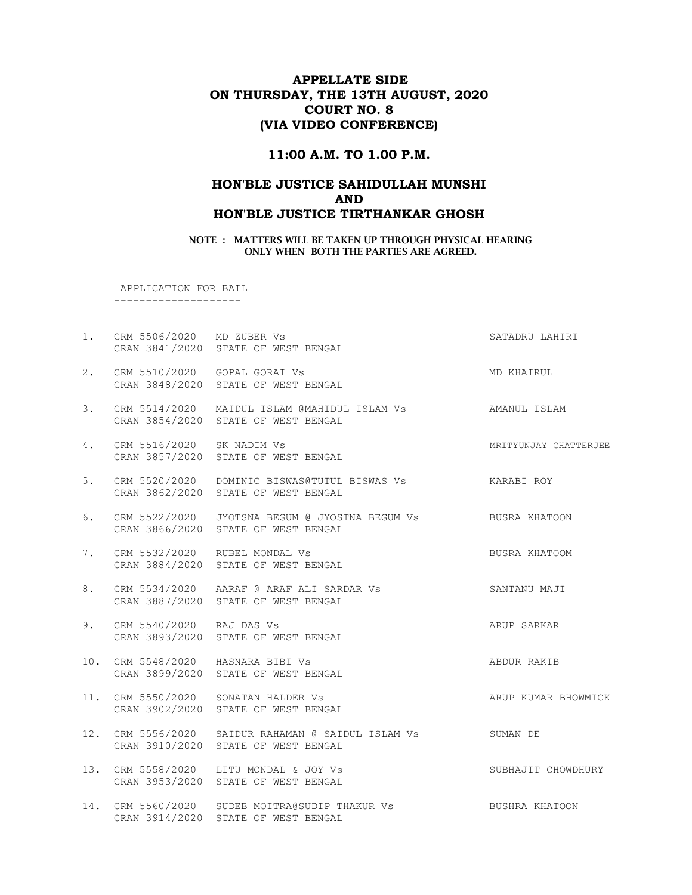# APPELLATE SIDE
# ON THURSDAY, THE 13TH AUGUST, 2020
# COURT NO. 8
# (VIA VIDEO CONFERENCE)

## 11:00 A.M. TO 1.00 P.M.

## HON'BLE JUSTICE SAHIDULLAH MUNSHI
## AND
## HON'BLE JUSTICE TIRTHANKAR GHOSH

**NOTE : MATTERS WILL BE TAKEN UP THROUGH PHYSICAL HEARING ONLY WHEN BOTH THE PARTIES ARE AGREED.**

APPLICATION FOR BAIL

--------------------

| | | | |
|---|---|---|---|
| 1. | CRM 5506/2020<br>CRAN 3841/2020 | MD ZUBER Vs<br>STATE OF WEST BENGAL | SATADRU LAHIRI |
| 2. | CRM 5510/2020<br>CRAN 3848/2020 | GOPAL GORAI Vs<br>STATE OF WEST BENGAL | MD KHAIRUL |
| 3. | CRM 5514/2020<br>CRAN 3854/2020 | MAIDUL ISLAM @MAHIDUL ISLAM Vs<br>STATE OF WEST BENGAL | AMANUL ISLAM |
| 4. | CRM 5516/2020<br>CRAN 3857/2020 | SK NADIM Vs<br>STATE OF WEST BENGAL | MRITYUNJAY CHATTERJEE |
| 5. | CRM 5520/2020<br>CRAN 3862/2020 | DOMINIC BISWAS@TUTUL BISWAS Vs<br>STATE OF WEST BENGAL | KARABI ROY |
| 6. | CRM 5522/2020<br>CRAN 3866/2020 | JYOTSNA BEGUM @ JYOSTNA BEGUM Vs<br>STATE OF WEST BENGAL | BUSRA KHATOON |
| 7. | CRM 5532/2020<br>CRAN 3884/2020 | RUBEL MONDAL Vs<br>STATE OF WEST BENGAL | BUSRA KHATOOM |
| 8. | CRM 5534/2020<br>CRAN 3887/2020 | AARAF @ ARAF ALI SARDAR Vs<br>STATE OF WEST BENGAL | SANTANU MAJI |
| 9. | CRM 5540/2020<br>CRAN 3893/2020 | RAJ DAS Vs<br>STATE OF WEST BENGAL | ARUP SARKAR |
| 10. | CRM 5548/2020<br>CRAN 3899/2020 | HASNARA BIBI Vs<br>STATE OF WEST BENGAL | ABDUR RAKIB |
| 11. | CRM 5550/2020<br>CRAN 3902/2020 | SONATAN HALDER Vs<br>STATE OF WEST BENGAL | ARUP KUMAR BHOWMICK |
| 12. | CRM 5556/2020<br>CRAN 3910/2020 | SAIDUR RAHAMAN @ SAIDUL ISLAM Vs<br>STATE OF WEST BENGAL | SUMAN DE |
| 13. | CRM 5558/2020<br>CRAN 3953/2020 | LITU MONDAL & JOY Vs<br>STATE OF WEST BENGAL | SUBHAJIT CHOWDHURY |
| 14. | CRM 5560/2020<br>CRAN 3914/2020 | SUDEB MOITRA@SUDIP THAKUR Vs<br>STATE OF WEST BENGAL | BUSHRA KHATOON |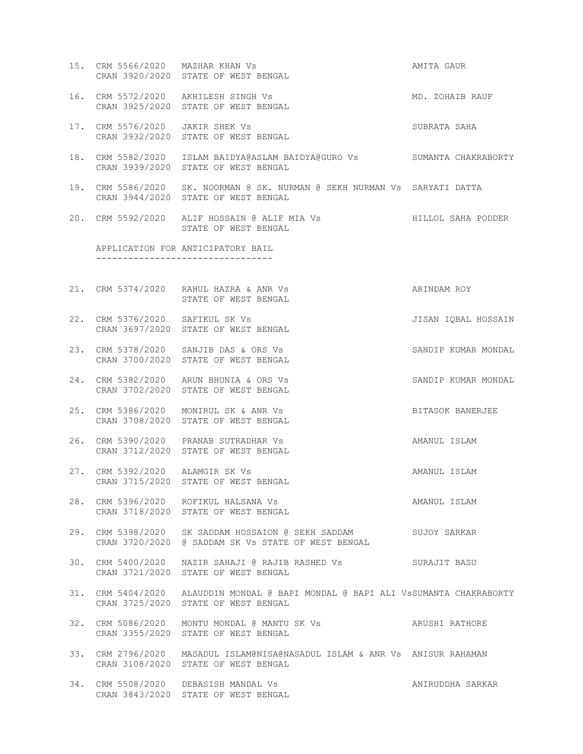15. CRM 5566/2020 CRAN 3920/2020 MAZHAR KHAN Vs STATE OF WEST BENGAL — AMITA GAUR

16. CRM 5572/2020 CRAN 3925/2020 AKHILESH SINGH Vs STATE OF WEST BENGAL — MD. ZOHAIB RAUF

17. CRM 5576/2020 CRAN 3932/2020 JAKIR SHEK Vs STATE OF WEST BENGAL — SUBRATA SAHA

18. CRM 5582/2020 CRAN 3939/2020 ISLAM BAIDYA@ASLAM BAIDYA@GURO Vs STATE OF WEST BENGAL — SUMANTA CHAKRABORTY

19. CRM 5586/2020 CRAN 3944/2020 SK. NOORMAN @ SK. NURMAN @ SEKH NURMAN Vs STATE OF WEST BENGAL — SARYATI DATTA

20. CRM 5592/2020 ALIF HOSSAIN @ ALIF MIA Vs STATE OF WEST BENGAL — HILLOL SAHA PODDER

APPLICATION FOR ANTICIPATORY BAIL
---------------------------------

21. CRM 5374/2020 RAHUL HAZRA & ANR Vs STATE OF WEST BENGAL — ARINDAM ROY

22. CRM 5376/2020 CRAN 3697/2020 SAFIKUL SK Vs STATE OF WEST BENGAL — JISAN IQBAL HOSSAIN

23. CRM 5378/2020 CRAN 3700/2020 SANJIB DAS & ORS Vs STATE OF WEST BENGAL — SANDIP KUMAR MONDAL

24. CRM 5382/2020 CRAN 3702/2020 ARUN BHUNIA & ORS Vs STATE OF WEST BENGAL — SANDIP KUMAR MONDAL

25. CRM 5386/2020 CRAN 3708/2020 MONIRUL SK & ANR Vs STATE OF WEST BENGAL — BITASOK BANERJEE

26. CRM 5390/2020 CRAN 3712/2020 PRANAB SUTRADHAR Vs STATE OF WEST BENGAL — AMANUL ISLAM

27. CRM 5392/2020 CRAN 3715/2020 ALAMGIR SK Vs STATE OF WEST BENGAL — AMANUL ISLAM

28. CRM 5396/2020 CRAN 3718/2020 ROFIKUL HALSANA Vs STATE OF WEST BENGAL — AMANUL ISLAM

29. CRM 5398/2020 CRAN 3720/2020 SK SADDAM HOSSAION @ SEKH SADDAM @ SADDAM SK Vs STATE OF WEST BENGAL — SUJOY SARKAR

30. CRM 5400/2020 CRAN 3721/2020 NAZIR SAHAJI @ RAJIB RASHED Vs STATE OF WEST BENGAL — SURAJIT BASU

31. CRM 5404/2020 CRAN 3725/2020 ALAUDDIN MONDAL @ BAPI MONDAL @ BAPI ALI Vs STATE OF WEST BENGAL — SUMANTA CHAKRABORTY

32. CRM 5086/2020 CRAN 3355/2020 MONTU MONDAL @ MANTU SK Vs STATE OF WEST BENGAL — ARUSHI RATHORE

33. CRM 2796/2020 CRAN 3108/2020 MASADUL ISLAM@NISA@NASADUL ISLAM & ANR Vs STATE OF WEST BENGAL — ANISUR RAHAMAN

34. CRM 5508/2020 CRAN 3843/2020 DEBASISH MANDAL Vs STATE OF WEST BENGAL — ANIRUDDHA SARKAR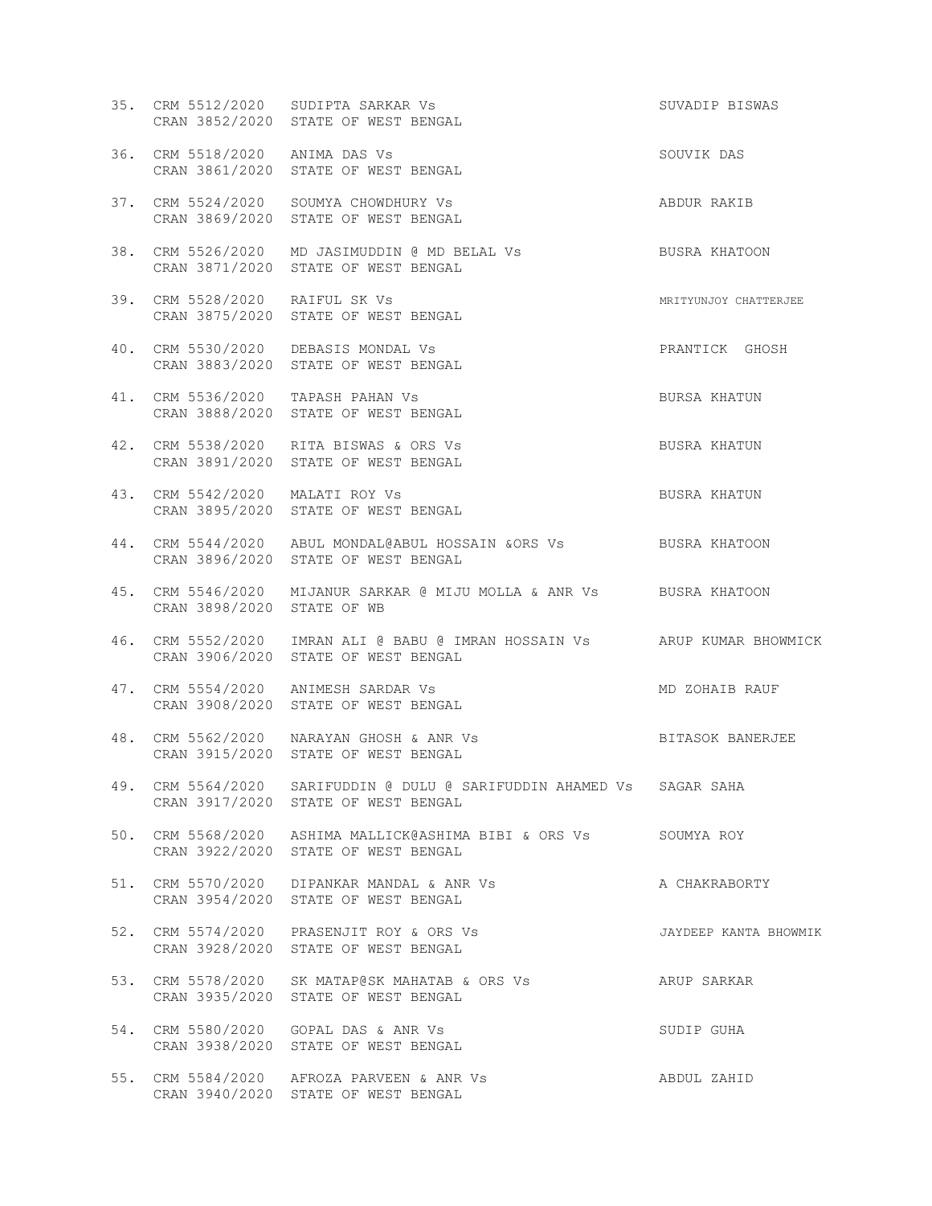35. CRM 5512/2020 SUDIPTA SARKAR Vs SUVADIP BISWAS
    CRAN 3852/2020 STATE OF WEST BENGAL

36. CRM 5518/2020 ANIMA DAS Vs SOUVIK DAS
    CRAN 3861/2020 STATE OF WEST BENGAL

37. CRM 5524/2020 SOUMYA CHOWDHURY Vs ABDUR RAKIB
    CRAN 3869/2020 STATE OF WEST BENGAL

38. CRM 5526/2020 MD JASIMUDDIN @ MD BELAL Vs BUSRA KHATOON
    CRAN 3871/2020 STATE OF WEST BENGAL

39. CRM 5528/2020 RAIFUL SK Vs MRITYUNJOY CHATTERJEE
    CRAN 3875/2020 STATE OF WEST BENGAL

40. CRM 5530/2020 DEBASIS MONDAL Vs PRANTICK GHOSH
    CRAN 3883/2020 STATE OF WEST BENGAL

41. CRM 5536/2020 TAPASH PAHAN Vs BURSA KHATUN
    CRAN 3888/2020 STATE OF WEST BENGAL

42. CRM 5538/2020 RITA BISWAS & ORS Vs BUSRA KHATUN
    CRAN 3891/2020 STATE OF WEST BENGAL

43. CRM 5542/2020 MALATI ROY Vs BUSRA KHATUN
    CRAN 3895/2020 STATE OF WEST BENGAL

44. CRM 5544/2020 ABUL MONDAL@ABUL HOSSAIN &ORS Vs BUSRA KHATOON
    CRAN 3896/2020 STATE OF WEST BENGAL

45. CRM 5546/2020 MIJANUR SARKAR @ MIJU MOLLA & ANR Vs BUSRA KHATOON
    CRAN 3898/2020 STATE OF WB

46. CRM 5552/2020 IMRAN ALI @ BABU @ IMRAN HOSSAIN Vs ARUP KUMAR BHOWMICK
    CRAN 3906/2020 STATE OF WEST BENGAL

47. CRM 5554/2020 ANIMESH SARDAR Vs MD ZOHAIB RAUF
    CRAN 3908/2020 STATE OF WEST BENGAL

48. CRM 5562/2020 NARAYAN GHOSH & ANR Vs BITASOK BANERJEE
    CRAN 3915/2020 STATE OF WEST BENGAL

49. CRM 5564/2020 SARIFUDDIN @ DULU @ SARIFUDDIN AHAMED Vs SAGAR SAHA
    CRAN 3917/2020 STATE OF WEST BENGAL

50. CRM 5568/2020 ASHIMA MALLICK@ASHIMA BIBI & ORS Vs SOUMYA ROY
    CRAN 3922/2020 STATE OF WEST BENGAL

51. CRM 5570/2020 DIPANKAR MANDAL & ANR Vs A CHAKRABORTY
    CRAN 3954/2020 STATE OF WEST BENGAL

52. CRM 5574/2020 PRASENJIT ROY & ORS Vs JAYDEEP KANTA BHOWMIK
    CRAN 3928/2020 STATE OF WEST BENGAL

53. CRM 5578/2020 SK MATAP@SK MAHATAB & ORS Vs ARUP SARKAR
    CRAN 3935/2020 STATE OF WEST BENGAL

54. CRM 5580/2020 GOPAL DAS & ANR Vs SUDIP GUHA
    CRAN 3938/2020 STATE OF WEST BENGAL

55. CRM 5584/2020 AFROZA PARVEEN & ANR Vs ABDUL ZAHID
    CRAN 3940/2020 STATE OF WEST BENGAL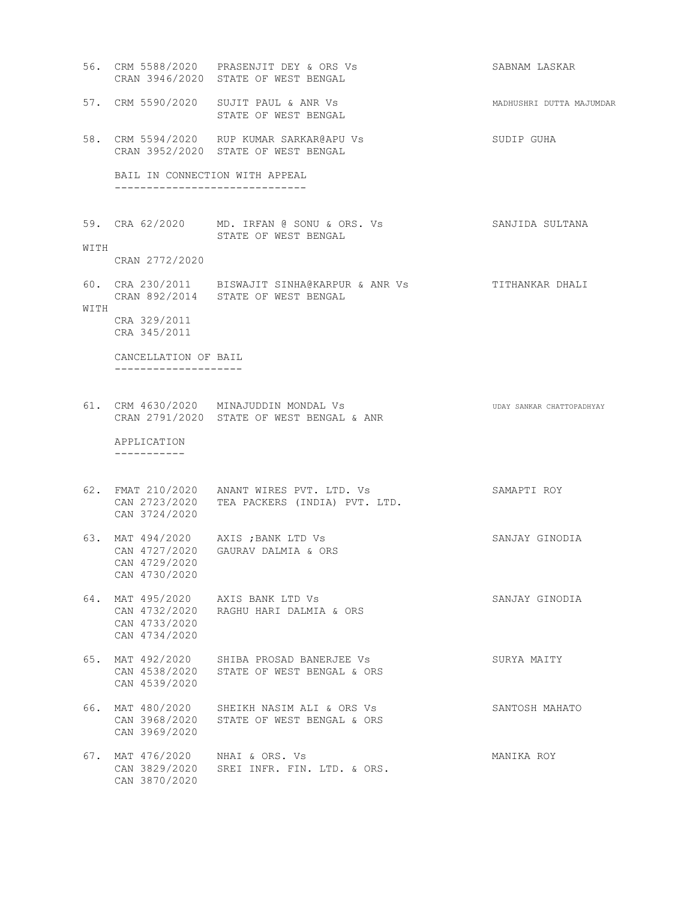56. CRM 5588/2020 PRASENJIT DEY & ORS Vs SABNAM LASKAR
    CRAN 3946/2020 STATE OF WEST BENGAL

57. CRM 5590/2020 SUJIT PAUL & ANR Vs MADHUSHRI DUTTA MAJUMDAR
    STATE OF WEST BENGAL

58. CRM 5594/2020 RUP KUMAR SARKAR@APU Vs SUDIP GUHA
    CRAN 3952/2020 STATE OF WEST BENGAL

BAIL IN CONNECTION WITH APPEAL
------------------------------

59. CRA 62/2020 MD. IRFAN @ SONU & ORS. Vs SANJIDA SULTANA
    STATE OF WEST BENGAL

WITH
    CRAN 2772/2020

60. CRA 230/2011 BISWAJIT SINHA@KARPUR & ANR Vs TITHANKAR DHALI
    CRAN 892/2014 STATE OF WEST BENGAL

WITH
    CRA 329/2011
    CRA 345/2011

CANCELLATION OF BAIL
--------------------

61. CRM 4630/2020 MINAJUDDIN MONDAL Vs UDAY SANKAR CHATTOPADHYAY
    CRAN 2791/2020 STATE OF WEST BENGAL & ANR

APPLICATION
-----------

62. FMAT 210/2020 ANANT WIRES PVT. LTD. Vs SAMAPTI ROY
    CAN 2723/2020 TEA PACKERS (INDIA) PVT. LTD.
    CAN 3724/2020

63. MAT 494/2020 AXIS ;BANK LTD Vs SANJAY GINODIA
    CAN 4727/2020 GAURAV DALMIA & ORS
    CAN 4729/2020
    CAN 4730/2020

64. MAT 495/2020 AXIS BANK LTD Vs SANJAY GINODIA
    CAN 4732/2020 RAGHU HARI DALMIA & ORS
    CAN 4733/2020
    CAN 4734/2020

65. MAT 492/2020 SHIBA PROSAD BANERJEE Vs SURYA MAITY
    CAN 4538/2020 STATE OF WEST BENGAL & ORS
    CAN 4539/2020

66. MAT 480/2020 SHEIKH NASIM ALI & ORS Vs SANTOSH MAHATO
    CAN 3968/2020 STATE OF WEST BENGAL & ORS
    CAN 3969/2020

67. MAT 476/2020 NHAI & ORS. Vs MANIKA ROY
    CAN 3829/2020 SREI INFR. FIN. LTD. & ORS.
    CAN 3870/2020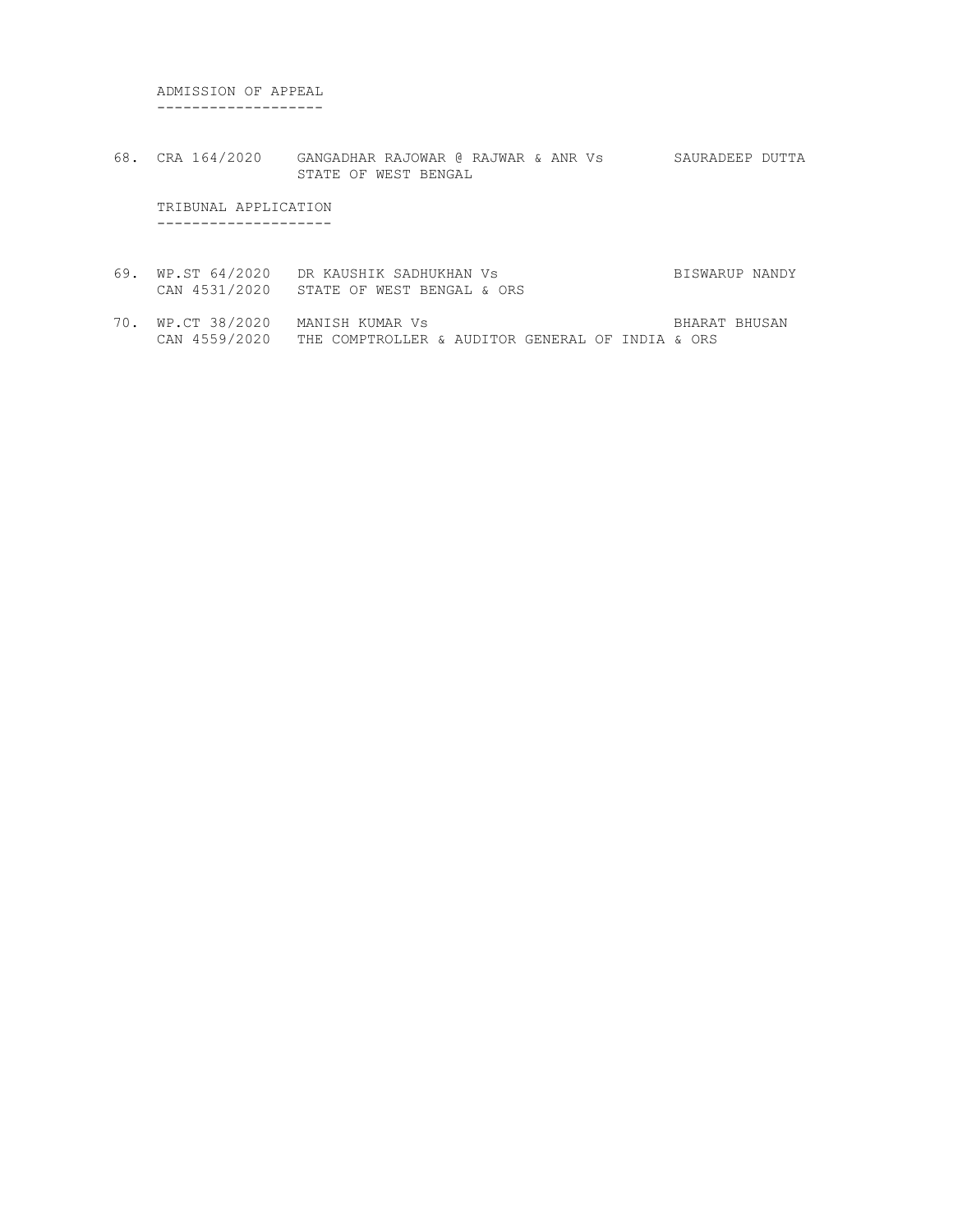## ADMISSION OF APPEAL

| No. | Case No. | Parties | Advocate |
|---|---|---|---|
| 68. | CRA 164/2020 | GANGADHAR RAJOWAR @ RAJWAR & ANR Vs STATE OF WEST BENGAL | SAURADEEP DUTTA |

## TRIBUNAL APPLICATION

| No. | Case No. | Parties | Advocate |
|---|---|---|---|
| 69. | WP.ST 64/2020 CAN 4531/2020 | DR KAUSHIK SADHUKHAN Vs STATE OF WEST BENGAL & ORS | BISWARUP NANDY |
| 70. | WP.CT 38/2020 CAN 4559/2020 | MANISH KUMAR Vs THE COMPTROLLER & AUDITOR GENERAL OF INDIA & ORS | BHARAT BHUSAN |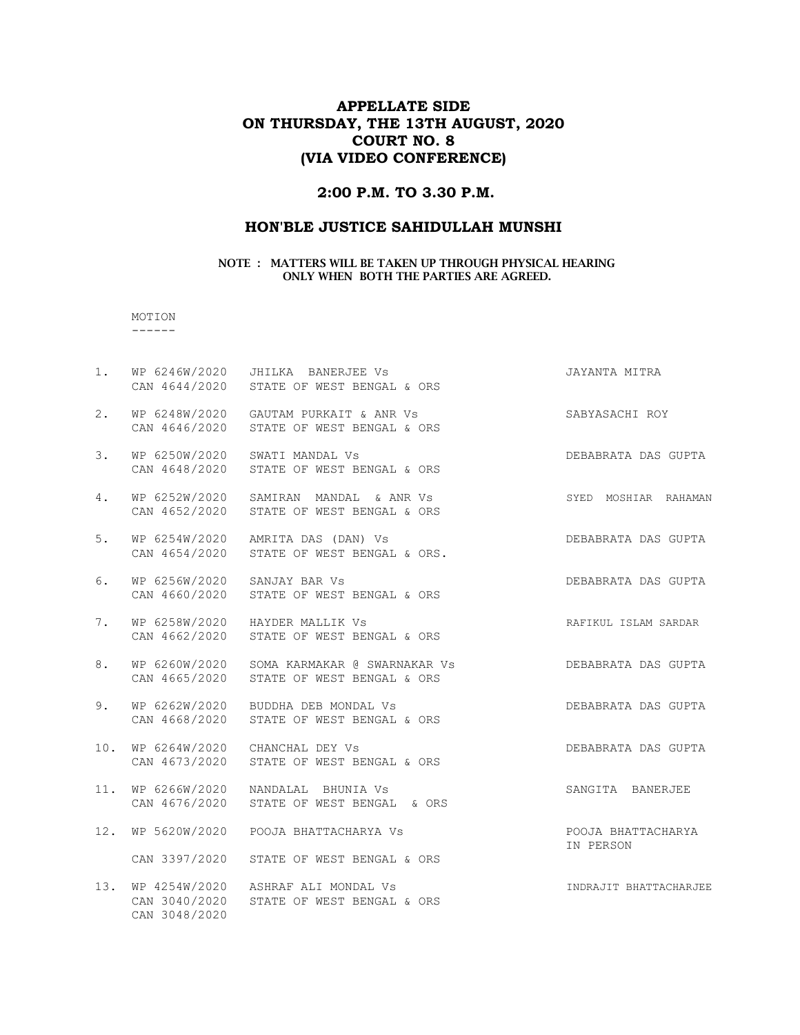# APPELLATE SIDE
# ON THURSDAY, THE 13TH AUGUST, 2020
# COURT NO. 8
# (VIA VIDEO CONFERENCE)

## 2:00 P.M. TO 3.30 P.M.

## HON'BLE JUSTICE SAHIDULLAH MUNSHI

**NOTE : MATTERS WILL BE TAKEN UP THROUGH PHYSICAL HEARING ONLY WHEN BOTH THE PARTIES ARE AGREED.**

MOTION
------

| No. | Case No. | Parties | Advocate |
|---|---|---|---|
| 1. | WP 6246W/2020<br>CAN 4644/2020 | JHILKA BANERJEE Vs<br>STATE OF WEST BENGAL & ORS | JAYANTA MITRA |
| 2. | WP 6248W/2020<br>CAN 4646/2020 | GAUTAM PURKAIT & ANR Vs<br>STATE OF WEST BENGAL & ORS | SABYASACHI ROY |
| 3. | WP 6250W/2020<br>CAN 4648/2020 | SWATI MANDAL Vs<br>STATE OF WEST BENGAL & ORS | DEBABRATA DAS GUPTA |
| 4. | WP 6252W/2020<br>CAN 4652/2020 | SAMIRAN MANDAL & ANR Vs<br>STATE OF WEST BENGAL & ORS | SYED MOSHIAR RAHAMAN |
| 5. | WP 6254W/2020<br>CAN 4654/2020 | AMRITA DAS (DAN) Vs<br>STATE OF WEST BENGAL & ORS. | DEBABRATA DAS GUPTA |
| 6. | WP 6256W/2020<br>CAN 4660/2020 | SANJAY BAR Vs<br>STATE OF WEST BENGAL & ORS | DEBABRATA DAS GUPTA |
| 7. | WP 6258W/2020<br>CAN 4662/2020 | HAYDER MALLIK Vs<br>STATE OF WEST BENGAL & ORS | RAFIKUL ISLAM SARDAR |
| 8. | WP 6260W/2020<br>CAN 4665/2020 | SOMA KARMAKAR @ SWARNAKAR Vs<br>STATE OF WEST BENGAL & ORS | DEBABRATA DAS GUPTA |
| 9. | WP 6262W/2020<br>CAN 4668/2020 | BUDDHA DEB MONDAL Vs<br>STATE OF WEST BENGAL & ORS | DEBABRATA DAS GUPTA |
| 10. | WP 6264W/2020<br>CAN 4673/2020 | CHANCHAL DEY Vs<br>STATE OF WEST BENGAL & ORS | DEBABRATA DAS GUPTA |
| 11. | WP 6266W/2020<br>CAN 4676/2020 | NANDALAL BHUNIA Vs<br>STATE OF WEST BENGAL & ORS | SANGITA BANERJEE |
| 12. | WP 5620W/2020<br>CAN 3397/2020 | POOJA BHATTACHARYA Vs<br>STATE OF WEST BENGAL & ORS | POOJA BHATTACHARYA IN PERSON |
| 13. | WP 4254W/2020<br>CAN 3040/2020<br>CAN 3048/2020 | ASHRAF ALI MONDAL Vs<br>STATE OF WEST BENGAL & ORS | INDRAJIT BHATTACHARJEE |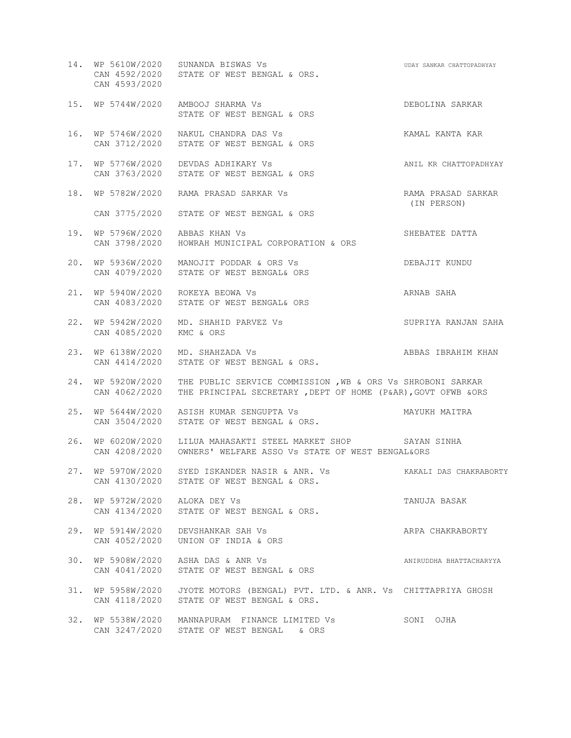| No. | Case No. | Parties | Advocate |
|---|---|---|---|
| 14. | WP 5610W/2020<br>CAN 4592/2020<br>CAN 4593/2020 | SUNANDA BISWAS Vs<br>STATE OF WEST BENGAL & ORS. | UDAY SANKAR CHATTOPADHYAY |
| 15. | WP 5744W/2020 | AMBOOJ SHARMA Vs<br>STATE OF WEST BENGAL & ORS | DEBOLINA SARKAR |
| 16. | WP 5746W/2020<br>CAN 3712/2020 | NAKUL CHANDRA DAS Vs<br>STATE OF WEST BENGAL & ORS | KAMAL KANTA KAR |
| 17. | WP 5776W/2020<br>CAN 3763/2020 | DEVDAS ADHIKARY Vs<br>STATE OF WEST BENGAL & ORS | ANIL KR CHATTOPADHYAY |
| 18. | WP 5782W/2020<br>CAN 3775/2020 | RAMA PRASAD SARKAR Vs<br>STATE OF WEST BENGAL & ORS | RAMA PRASAD SARKAR (IN PERSON) |
| 19. | WP 5796W/2020<br>CAN 3798/2020 | ABBAS KHAN Vs<br>HOWRAH MUNICIPAL CORPORATION & ORS | SHEBATEE DATTA |
| 20. | WP 5936W/2020<br>CAN 4079/2020 | MANOJIT PODDAR & ORS Vs<br>STATE OF WEST BENGAL& ORS | DEBAJIT KUNDU |
| 21. | WP 5940W/2020<br>CAN 4083/2020 | ROKEYA BEOWA Vs<br>STATE OF WEST BENGAL& ORS | ARNAB SAHA |
| 22. | WP 5942W/2020<br>CAN 4085/2020 | MD. SHAHID PARVEZ Vs<br>KMC & ORS | SUPRIYA RANJAN SAHA |
| 23. | WP 6138W/2020<br>CAN 4414/2020 | MD. SHAHZADA Vs<br>STATE OF WEST BENGAL & ORS. | ABBAS IBRAHIM KHAN |
| 24. | WP 5920W/2020<br>CAN 4062/2020 | THE PUBLIC SERVICE COMMISSION ,WB & ORS Vs<br>THE PRINCIPAL SECRETARY ,DEPT OF HOME (P&AR),GOVT OFWB &ORS | SHROBONI SARKAR |
| 25. | WP 5644W/2020<br>CAN 3504/2020 | ASISH KUMAR SENGUPTA Vs<br>STATE OF WEST BENGAL & ORS. | MAYUKH MAITRA |
| 26. | WP 6020W/2020<br>CAN 4208/2020 | LILUA MAHASAKTI STEEL MARKET SHOP OWNERS' WELFARE ASSO Vs STATE OF WEST BENGAL&ORS | SAYAN SINHA |
| 27. | WP 5970W/2020<br>CAN 4130/2020 | SYED ISKANDER NASIR & ANR. Vs<br>STATE OF WEST BENGAL & ORS. | KAKALI DAS CHAKRABORTY |
| 28. | WP 5972W/2020<br>CAN 4134/2020 | ALOKA DEY Vs<br>STATE OF WEST BENGAL & ORS. | TANUJA BASAK |
| 29. | WP 5914W/2020<br>CAN 4052/2020 | DEVSHANKAR SAH Vs<br>UNION OF INDIA & ORS | ARPA CHAKRABORTY |
| 30. | WP 5908W/2020<br>CAN 4041/2020 | ASHA DAS & ANR Vs<br>STATE OF WEST BENGAL & ORS | ANIRUDDHA BHATTACHARYYA |
| 31. | WP 5958W/2020<br>CAN 4118/2020 | JYOTE MOTORS (BENGAL) PVT. LTD. & ANR. Vs<br>STATE OF WEST BENGAL & ORS. | CHITTAPRIYA GHOSH |
| 32. | WP 5538W/2020<br>CAN 3247/2020 | MANNAPURAM FINANCE LIMITED Vs<br>STATE OF WEST BENGAL & ORS | SONI OJHA |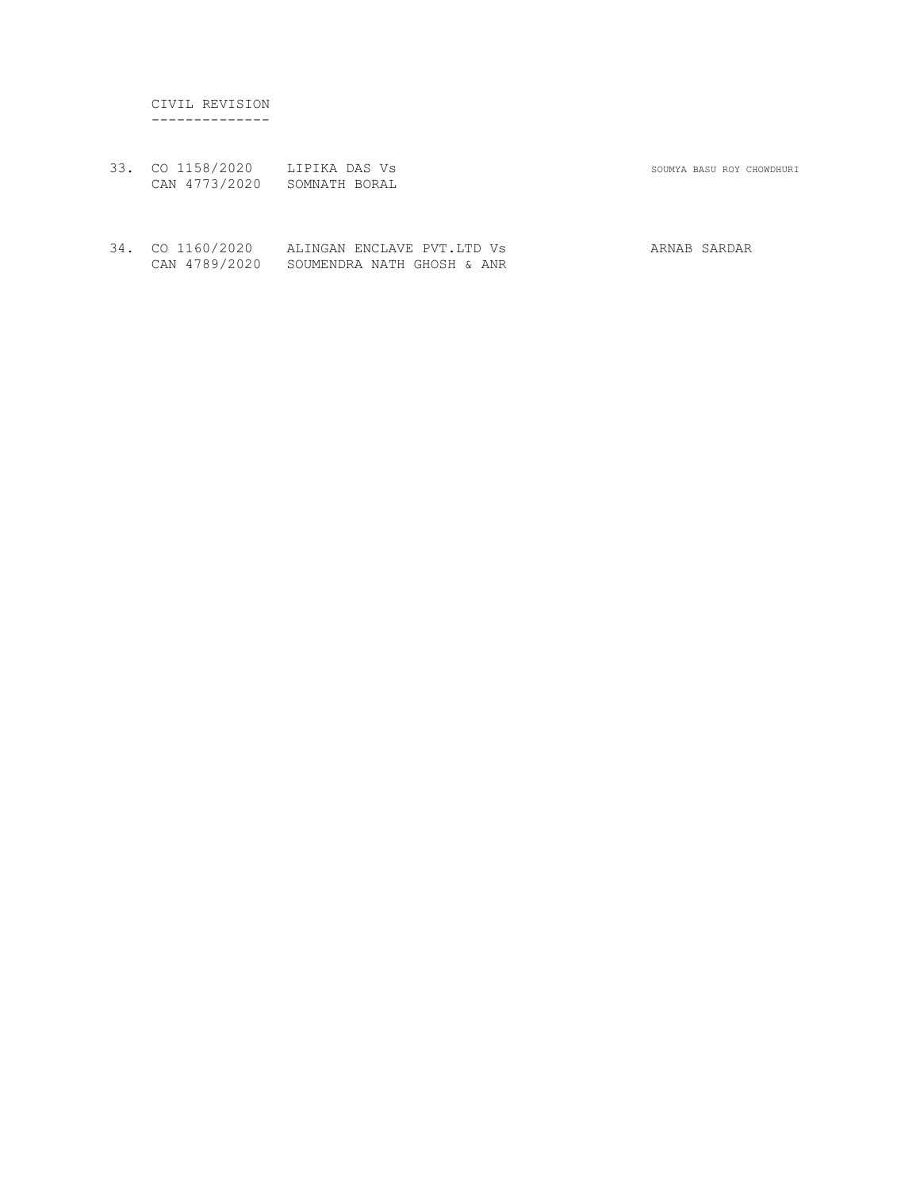CIVIL REVISION

--------------

| | | | |
|---|---|---|---|
| 33. | CO 1158/2020<br>CAN 4773/2020 | LIPIKA DAS Vs<br>SOMNATH BORAL | SOUMYA BASU ROY CHOWDHURI |
| 34. | CO 1160/2020<br>CAN 4789/2020 | ALINGAN ENCLAVE PVT.LTD Vs<br>SOUMENDRA NATH GHOSH & ANR | ARNAB SARDAR |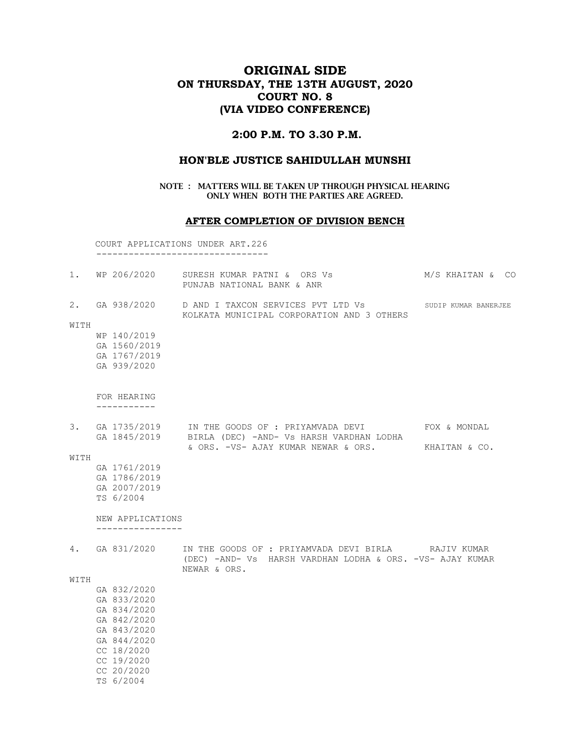# ORIGINAL SIDE
## ON THURSDAY, THE 13TH AUGUST, 2020
## COURT NO. 8
## (VIA VIDEO CONFERENCE)

### 2:00 P.M. TO 3.30 P.M.

### HON'BLE JUSTICE SAHIDULLAH MUNSHI

**NOTE : MATTERS WILL BE TAKEN UP THROUGH PHYSICAL HEARING ONLY WHEN BOTH THE PARTIES ARE AGREED.**

### AFTER COMPLETION OF DIVISION BENCH

COURT APPLICATIONS UNDER ART.226
--------------------------------

1. WP 206/2020 &nbsp;&nbsp; SURESH KUMAR PATNI & ORS Vs PUNJAB NATIONAL BANK & ANR &nbsp;&nbsp; M/S KHAITAN & CO

2. GA 938/2020 &nbsp;&nbsp; D AND I TAXCON SERVICES PVT LTD Vs KOLKATA MUNICIPAL CORPORATION AND 3 OTHERS &nbsp;&nbsp; SUDIP KUMAR BANERJEE

WITH
- WP 140/2019
- GA 1560/2019
- GA 1767/2019
- GA 939/2020

FOR HEARING
-----------

3. GA 1735/2019 &nbsp;&nbsp; IN THE GOODS OF : PRIYAMVADA DEVI BIRLA (DEC) -AND- Vs HARSH VARDHAN LODHA & ORS. -VS- AJAY KUMAR NEWAR & ORS. &nbsp;&nbsp; FOX & MONDAL
   GA 1845/2019 &nbsp;&nbsp; KHAITAN & CO.

WITH
- GA 1761/2019
- GA 1786/2019
- GA 2007/2019
- TS 6/2004

NEW APPLICATIONS
----------------

4. GA 831/2020 &nbsp;&nbsp; IN THE GOODS OF : PRIYAMVADA DEVI BIRLA (DEC) -AND- Vs HARSH VARDHAN LODHA & ORS. -VS- AJAY KUMAR NEWAR & ORS. &nbsp;&nbsp; RAJIV KUMAR

WITH
- GA 832/2020
- GA 833/2020
- GA 834/2020
- GA 842/2020
- GA 843/2020
- GA 844/2020
- CC 18/2020
- CC 19/2020
- CC 20/2020
- TS 6/2004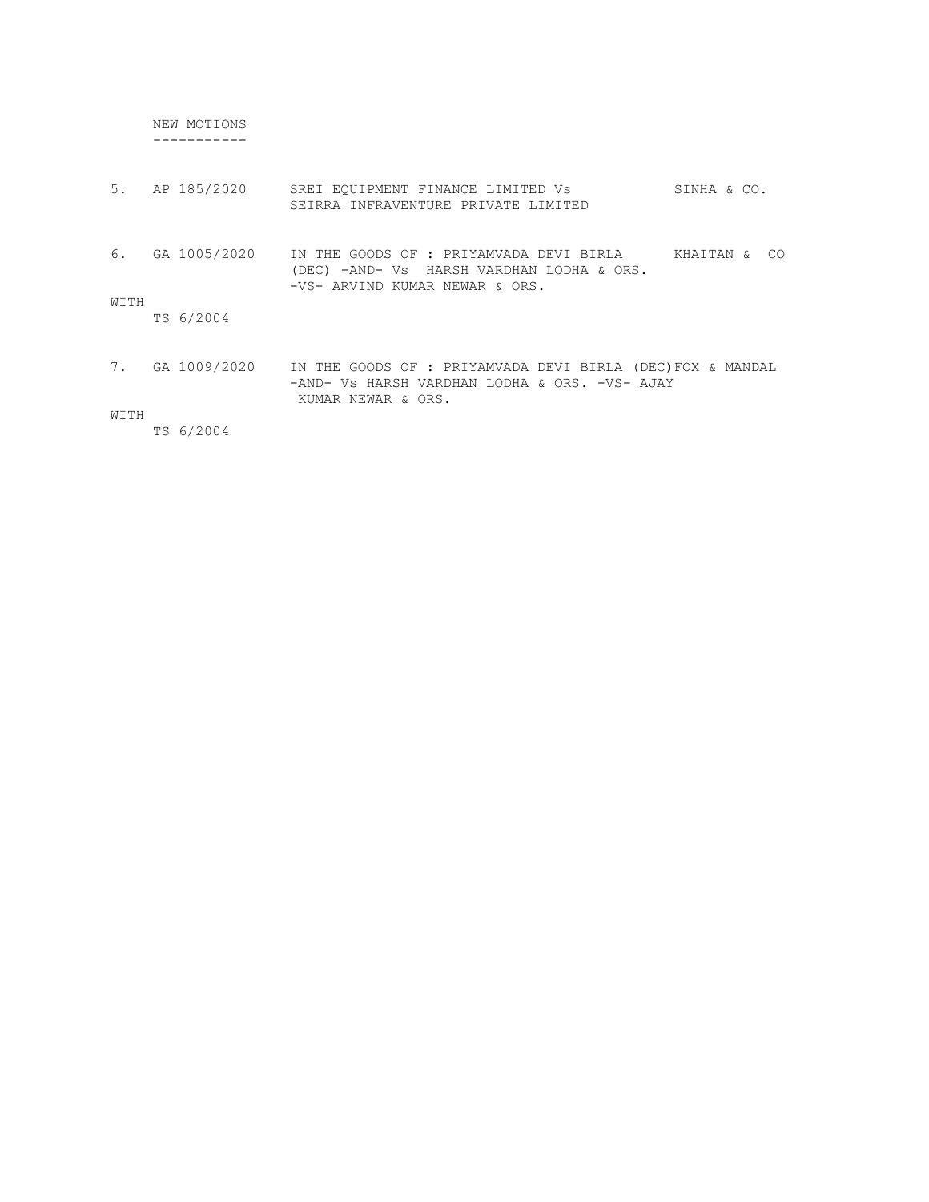## NEW MOTIONS

| No. | Case No. | Parties | Advocate |
|---|---|---|---|
| 5. | AP 185/2020 | SREI EQUIPMENT FINANCE LIMITED Vs SEIRRA INFRAVENTURE PRIVATE LIMITED | SINHA & CO. |
| 6. | GA 1005/2020 | IN THE GOODS OF : PRIYAMVADA DEVI BIRLA (DEC) -AND- Vs HARSH VARDHAN LODHA & ORS. -VS- ARVIND KUMAR NEWAR & ORS. | KHAITAN & CO |
| WITH | TS 6/2004 | | |
| 7. | GA 1009/2020 | IN THE GOODS OF : PRIYAMVADA DEVI BIRLA (DEC) -AND- Vs HARSH VARDHAN LODHA & ORS. -VS- AJAY KUMAR NEWAR & ORS. | FOX & MANDAL |
| WITH | TS 6/2004 | | |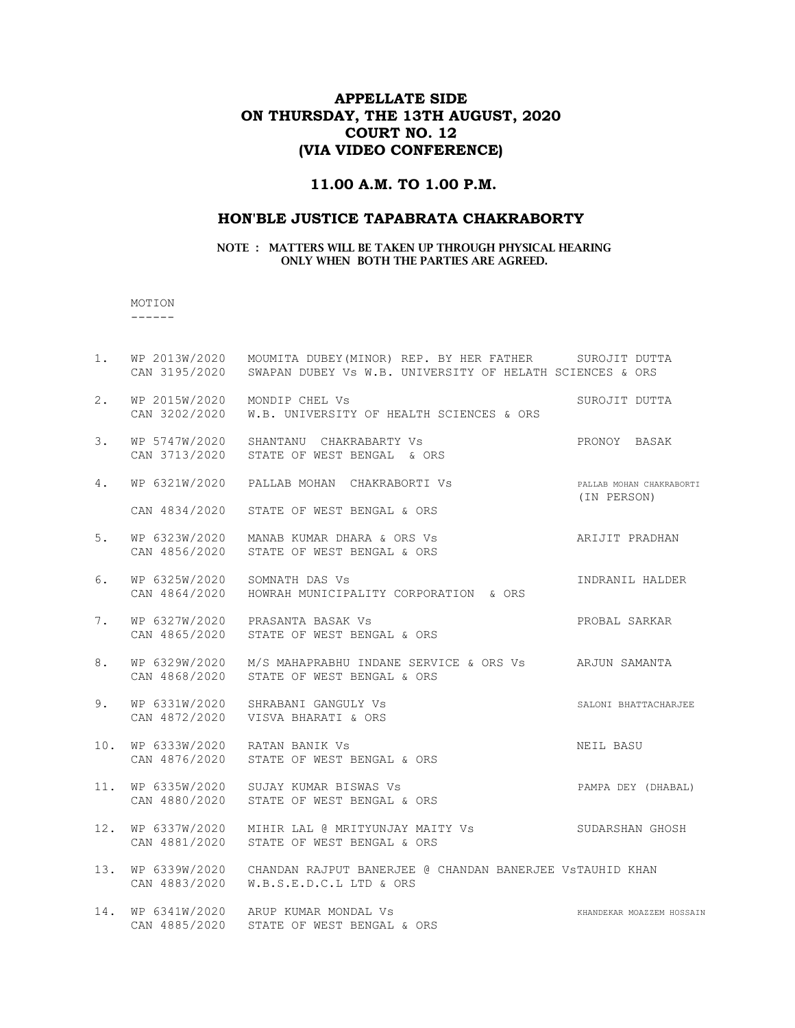# APPELLATE SIDE
# ON THURSDAY, THE 13TH AUGUST, 2020
# COURT NO. 12
# (VIA VIDEO CONFERENCE)

## 11.00 A.M. TO 1.00 P.M.

## HON'BLE JUSTICE TAPABRATA CHAKRABORTY

**NOTE : MATTERS WILL BE TAKEN UP THROUGH PHYSICAL HEARING ONLY WHEN BOTH THE PARTIES ARE AGREED.**

MOTION
------

| No. | Case No. | Parties | Advocate |
|---|---|---|---|
| 1. | WP 2013W/2020<br>CAN 3195/2020 | MOUMITA DUBEY(MINOR) REP. BY HER FATHER SWAPAN DUBEY Vs W.B. UNIVERSITY OF HELATH SCIENCES & ORS | SUROJIT DUTTA |
| 2. | WP 2015W/2020<br>CAN 3202/2020 | MONDIP CHEL Vs<br>W.B. UNIVERSITY OF HEALTH SCIENCES & ORS | SUROJIT DUTTA |
| 3. | WP 5747W/2020<br>CAN 3713/2020 | SHANTANU CHAKRABARTY Vs<br>STATE OF WEST BENGAL & ORS | PRONOY BASAK |
| 4. | WP 6321W/2020<br>CAN 4834/2020 | PALLAB MOHAN CHAKRABORTI Vs<br>STATE OF WEST BENGAL & ORS | PALLAB MOHAN CHAKRABORTI (IN PERSON) |
| 5. | WP 6323W/2020<br>CAN 4856/2020 | MANAB KUMAR DHARA & ORS Vs<br>STATE OF WEST BENGAL & ORS | ARIJIT PRADHAN |
| 6. | WP 6325W/2020<br>CAN 4864/2020 | SOMNATH DAS Vs<br>HOWRAH MUNICIPALITY CORPORATION & ORS | INDRANIL HALDER |
| 7. | WP 6327W/2020<br>CAN 4865/2020 | PRASANTA BASAK Vs<br>STATE OF WEST BENGAL & ORS | PROBAL SARKAR |
| 8. | WP 6329W/2020<br>CAN 4868/2020 | M/S MAHAPRABHU INDANE SERVICE & ORS Vs<br>STATE OF WEST BENGAL & ORS | ARJUN SAMANTA |
| 9. | WP 6331W/2020<br>CAN 4872/2020 | SHRABANI GANGULY Vs<br>VISVA BHARATI & ORS | SALONI BHATTACHARJEE |
| 10. | WP 6333W/2020<br>CAN 4876/2020 | RATAN BANIK Vs<br>STATE OF WEST BENGAL & ORS | NEIL BASU |
| 11. | WP 6335W/2020<br>CAN 4880/2020 | SUJAY KUMAR BISWAS Vs<br>STATE OF WEST BENGAL & ORS | PAMPA DEY (DHABAL) |
| 12. | WP 6337W/2020<br>CAN 4881/2020 | MIHIR LAL @ MRITYUNJAY MAITY Vs<br>STATE OF WEST BENGAL & ORS | SUDARSHAN GHOSH |
| 13. | WP 6339W/2020<br>CAN 4883/2020 | CHANDAN RAJPUT BANERJEE @ CHANDAN BANERJEE Vs<br>W.B.S.E.D.C.L LTD & ORS | TAUHID KHAN |
| 14. | WP 6341W/2020<br>CAN 4885/2020 | ARUP KUMAR MONDAL Vs<br>STATE OF WEST BENGAL & ORS | KHANDEKAR MOAZZEM HOSSAIN |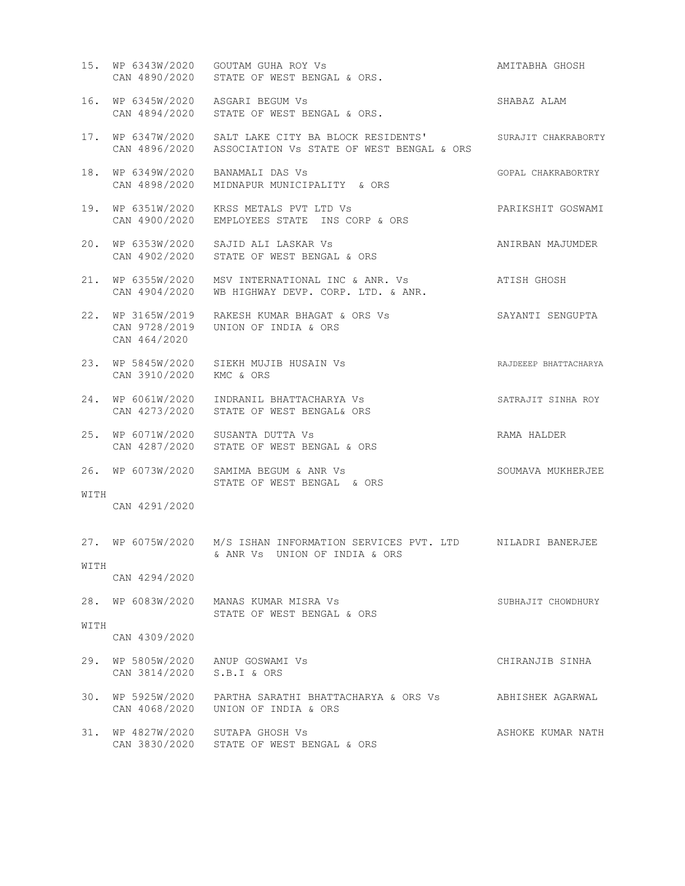| No. | Case No. | Parties | Advocate |
|---|---|---|---|
| 15. | WP 6343W/2020<br>CAN 4890/2020 | GOUTAM GUHA ROY Vs<br>STATE OF WEST BENGAL & ORS. | AMITABHA GHOSH |
| 16. | WP 6345W/2020<br>CAN 4894/2020 | ASGARI BEGUM Vs<br>STATE OF WEST BENGAL & ORS. | SHABAZ ALAM |
| 17. | WP 6347W/2020<br>CAN 4896/2020 | SALT LAKE CITY BA BLOCK RESIDENTS' ASSOCIATION Vs STATE OF WEST BENGAL & ORS | SURAJIT CHAKRABORTY |
| 18. | WP 6349W/2020<br>CAN 4898/2020 | BANAMALI DAS Vs<br>MIDNAPUR MUNICIPALITY & ORS | GOPAL CHAKRABORTRY |
| 19. | WP 6351W/2020<br>CAN 4900/2020 | KRSS METALS PVT LTD Vs<br>EMPLOYEES STATE INS CORP & ORS | PARIKSHIT GOSWAMI |
| 20. | WP 6353W/2020<br>CAN 4902/2020 | SAJID ALI LASKAR Vs<br>STATE OF WEST BENGAL & ORS | ANIRBAN MAJUMDER |
| 21. | WP 6355W/2020<br>CAN 4904/2020 | MSV INTERNATIONAL INC & ANR. Vs<br>WB HIGHWAY DEVP. CORP. LTD. & ANR. | ATISH GHOSH |
| 22. | WP 3165W/2019<br>CAN 9728/2019<br>CAN 464/2020 | RAKESH KUMAR BHAGAT & ORS Vs<br>UNION OF INDIA & ORS | SAYANTI SENGUPTA |
| 23. | WP 5845W/2020<br>CAN 3910/2020 | SIEKH MUJIB HUSAIN Vs<br>KMC & ORS | RAJDEEEP BHATTACHARYA |
| 24. | WP 6061W/2020<br>CAN 4273/2020 | INDRANIL BHATTACHARYA Vs<br>STATE OF WEST BENGAL& ORS | SATRAJIT SINHA ROY |
| 25. | WP 6071W/2020<br>CAN 4287/2020 | SUSANTA DUTTA Vs<br>STATE OF WEST BENGAL & ORS | RAMA HALDER |
| 26. | WP 6073W/2020<br>WITH<br>CAN 4291/2020 | SAMIMA BEGUM & ANR Vs<br>STATE OF WEST BENGAL & ORS | SOUMAVA MUKHERJEE |
| 27. | WP 6075W/2020<br>WITH<br>CAN 4294/2020 | M/S ISHAN INFORMATION SERVICES PVT. LTD & ANR Vs UNION OF INDIA & ORS | NILADRI BANERJEE |
| 28. | WP 6083W/2020<br>WITH<br>CAN 4309/2020 | MANAS KUMAR MISRA Vs<br>STATE OF WEST BENGAL & ORS | SUBHAJIT CHOWDHURY |
| 29. | WP 5805W/2020<br>CAN 3814/2020 | ANUP GOSWAMI Vs<br>S.B.I & ORS | CHIRANJIB SINHA |
| 30. | WP 5925W/2020<br>CAN 4068/2020 | PARTHA SARATHI BHATTACHARYA & ORS Vs<br>UNION OF INDIA & ORS | ABHISHEK AGARWAL |
| 31. | WP 4827W/2020<br>CAN 3830/2020 | SUTAPA GHOSH Vs<br>STATE OF WEST BENGAL & ORS | ASHOKE KUMAR NATH |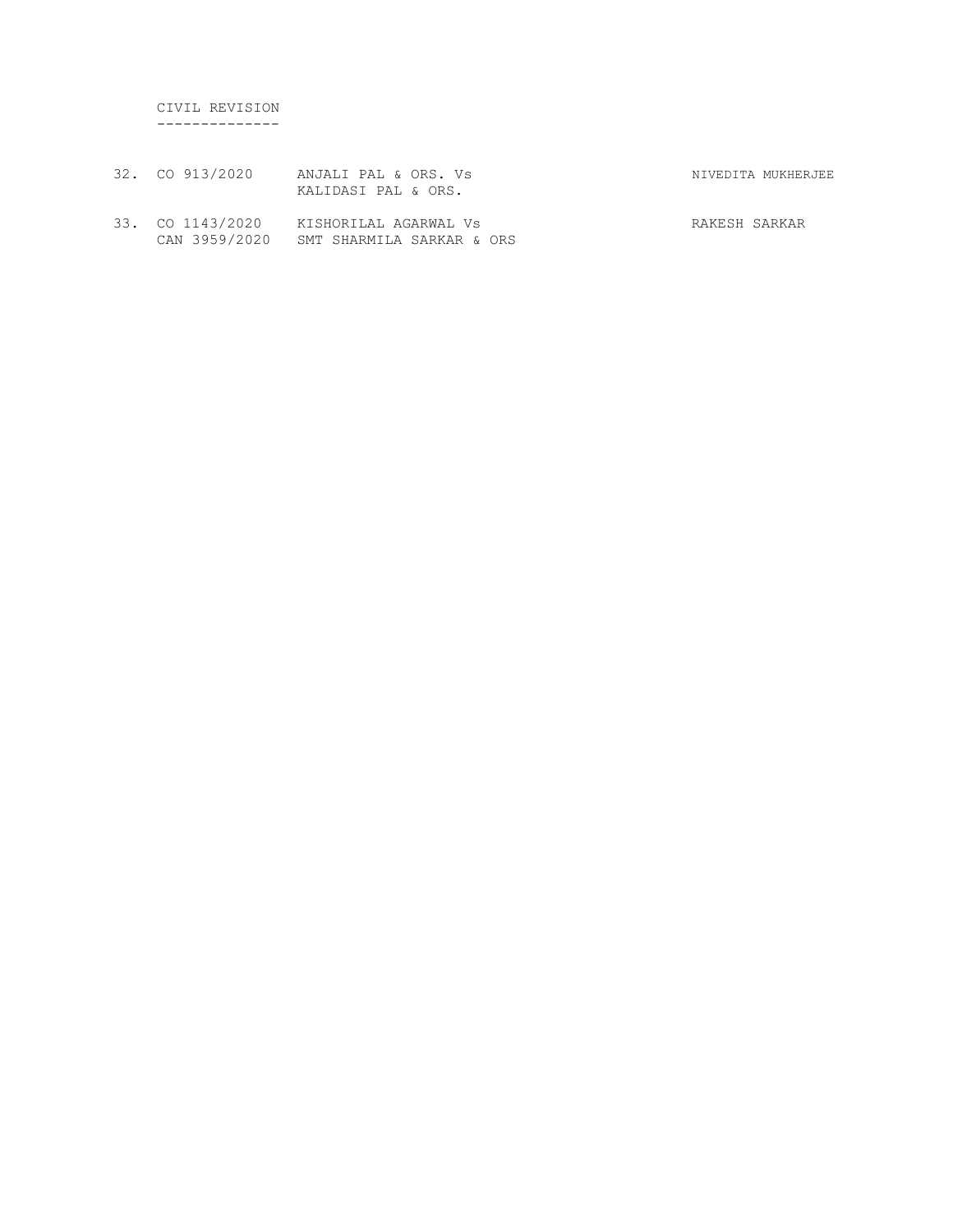CIVIL REVISION
--------------

| No. | Case No. | Parties | Advocate |
|---|---|---|---|
| 32. | CO 913/2020 | ANJALI PAL & ORS. Vs KALIDASI PAL & ORS. | NIVEDITA MUKHERJEE |
| 33. | CO 1143/2020 CAN 3959/2020 | KISHORILAL AGARWAL Vs SMT SHARMILA SARKAR & ORS | RAKESH SARKAR |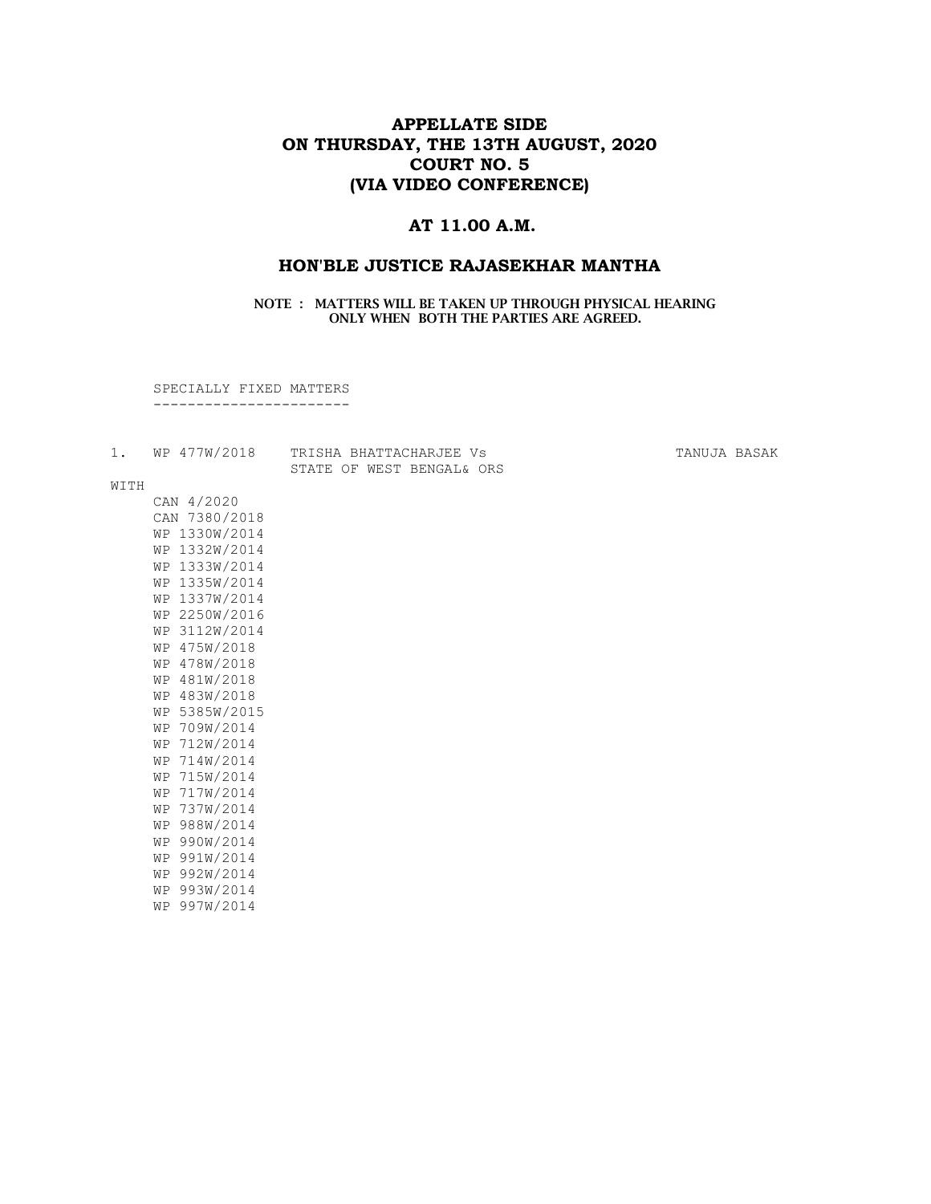# APPELLATE SIDE
# ON THURSDAY, THE 13TH AUGUST, 2020
# COURT NO. 5
# (VIA VIDEO CONFERENCE)

## AT 11.00 A.M.

## HON'BLE JUSTICE RAJASEKHAR MANTHA

**NOTE : MATTERS WILL BE TAKEN UP THROUGH PHYSICAL HEARING ONLY WHEN BOTH THE PARTIES ARE AGREED.**

SPECIALLY FIXED MATTERS
-----------------------

1. WP 477W/2018 TRISHA BHATTACHARJEE Vs STATE OF WEST BENGAL& ORS — TANUJA BASAK

WITH

CAN 4/2020
CAN 7380/2018
WP 1330W/2014
WP 1332W/2014
WP 1333W/2014
WP 1335W/2014
WP 1337W/2014
WP 2250W/2016
WP 3112W/2014
WP 475W/2018
WP 478W/2018
WP 481W/2018
WP 483W/2018
WP 5385W/2015
WP 709W/2014
WP 712W/2014
WP 714W/2014
WP 715W/2014
WP 717W/2014
WP 737W/2014
WP 988W/2014
WP 990W/2014
WP 991W/2014
WP 992W/2014
WP 993W/2014
WP 997W/2014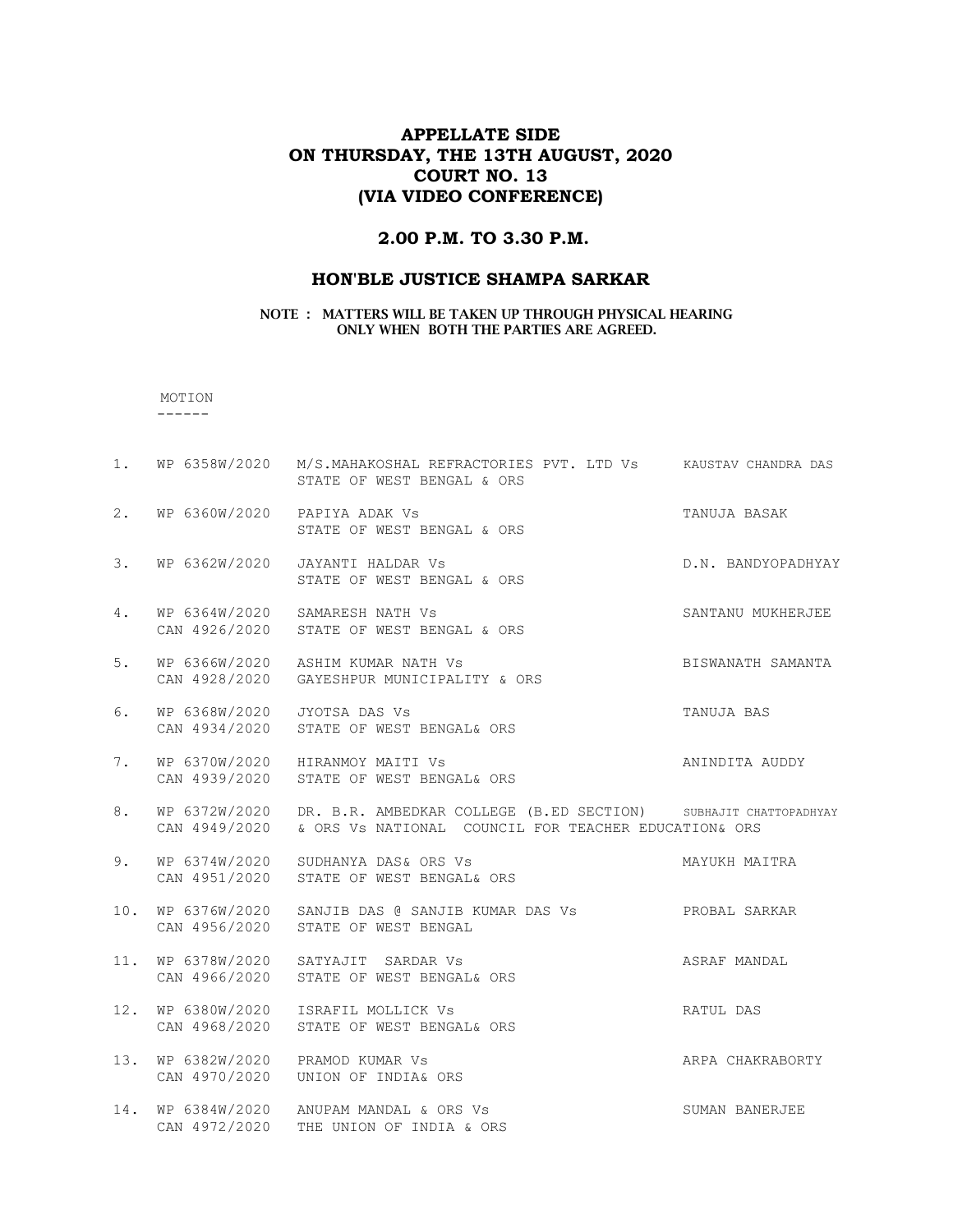# APPELLATE SIDE
# ON THURSDAY, THE 13TH AUGUST, 2020
# COURT NO. 13
# (VIA VIDEO CONFERENCE)

## 2.00 P.M. TO 3.30 P.M.

## HON'BLE JUSTICE SHAMPA SARKAR

**NOTE : MATTERS WILL BE TAKEN UP THROUGH PHYSICAL HEARING ONLY WHEN BOTH THE PARTIES ARE AGREED.**

MOTION
------

| No. | Case No. | Parties | Advocate |
|---|---|---|---|
| 1. | WP 6358W/2020 | M/S.MAHAKOSHAL REFRACTORIES PVT. LTD Vs STATE OF WEST BENGAL & ORS | KAUSTAV CHANDRA DAS |
| 2. | WP 6360W/2020 | PAPIYA ADAK Vs STATE OF WEST BENGAL & ORS | TANUJA BASAK |
| 3. | WP 6362W/2020 | JAYANTI HALDAR Vs STATE OF WEST BENGAL & ORS | D.N. BANDYOPADHYAY |
| 4. | WP 6364W/2020 CAN 4926/2020 | SAMARESH NATH Vs STATE OF WEST BENGAL & ORS | SANTANU MUKHERJEE |
| 5. | WP 6366W/2020 CAN 4928/2020 | ASHIM KUMAR NATH Vs GAYESHPUR MUNICIPALITY & ORS | BISWANATH SAMANTA |
| 6. | WP 6368W/2020 CAN 4934/2020 | JYOTSA DAS Vs STATE OF WEST BENGAL& ORS | TANUJA BAS |
| 7. | WP 6370W/2020 CAN 4939/2020 | HIRANMOY MAITI Vs STATE OF WEST BENGAL& ORS | ANINDITA AUDDY |
| 8. | WP 6372W/2020 CAN 4949/2020 | DR. B.R. AMBEDKAR COLLEGE (B.ED SECTION) & ORS Vs NATIONAL COUNCIL FOR TEACHER EDUCATION& ORS | SUBHAJIT CHATTOPADHYAY |
| 9. | WP 6374W/2020 CAN 4951/2020 | SUDHANYA DAS& ORS Vs STATE OF WEST BENGAL& ORS | MAYUKH MAITRA |
| 10. | WP 6376W/2020 CAN 4956/2020 | SANJIB DAS @ SANJIB KUMAR DAS Vs STATE OF WEST BENGAL | PROBAL SARKAR |
| 11. | WP 6378W/2020 CAN 4966/2020 | SATYAJIT SARDAR Vs STATE OF WEST BENGAL& ORS | ASRAF MANDAL |
| 12. | WP 6380W/2020 CAN 4968/2020 | ISRAFIL MOLLICK Vs STATE OF WEST BENGAL& ORS | RATUL DAS |
| 13. | WP 6382W/2020 CAN 4970/2020 | PRAMOD KUMAR Vs UNION OF INDIA& ORS | ARPA CHAKRABORTY |
| 14. | WP 6384W/2020 CAN 4972/2020 | ANUPAM MANDAL & ORS Vs THE UNION OF INDIA & ORS | SUMAN BANERJEE |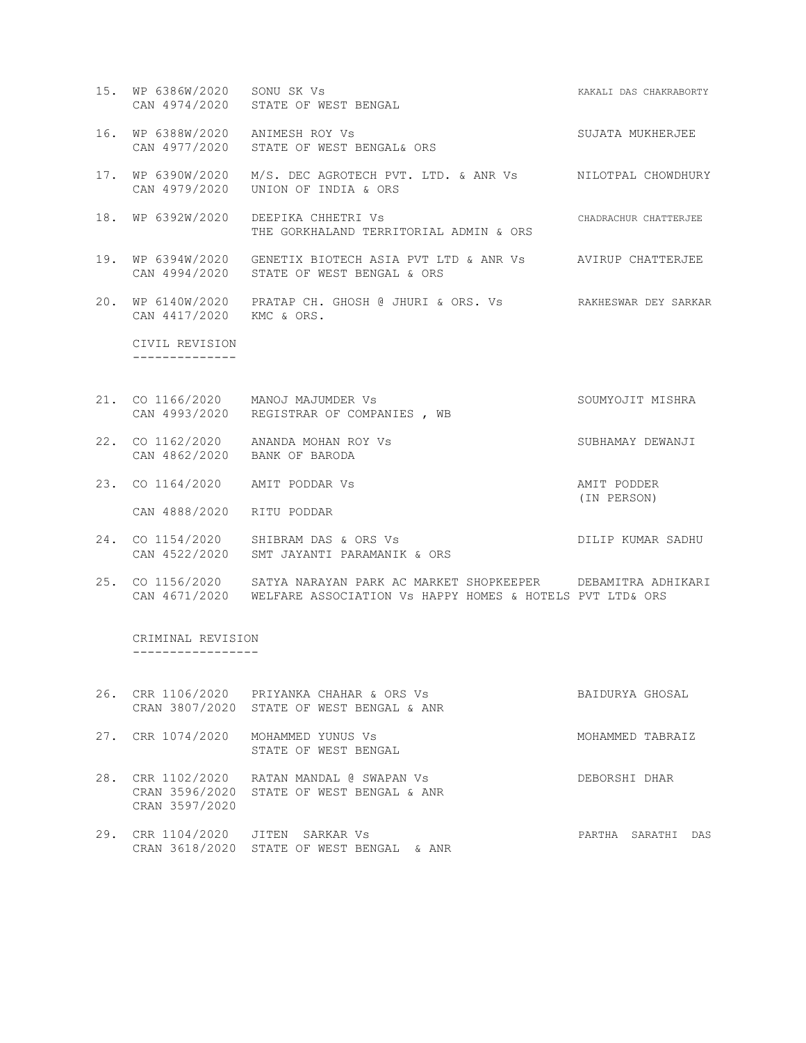| No. | Case No. | Parties | Advocate |
|---|---|---|---|
| 15. | WP 6386W/2020<br>CAN 4974/2020 | SONU SK Vs<br>STATE OF WEST BENGAL | KAKALI DAS CHAKRABORTY |
| 16. | WP 6388W/2020<br>CAN 4977/2020 | ANIMESH ROY Vs<br>STATE OF WEST BENGAL& ORS | SUJATA MUKHERJEE |
| 17. | WP 6390W/2020<br>CAN 4979/2020 | M/S. DEC AGROTECH PVT. LTD. & ANR Vs<br>UNION OF INDIA & ORS | NILOTPAL CHOWDHURY |
| 18. | WP 6392W/2020 | DEEPIKA CHHETRI Vs<br>THE GORKHALAND TERRITORIAL ADMIN & ORS | CHADRACHUR CHATTERJEE |
| 19. | WP 6394W/2020<br>CAN 4994/2020 | GENETIX BIOTECH ASIA PVT LTD & ANR Vs<br>STATE OF WEST BENGAL & ORS | AVIRUP CHATTERJEE |
| 20. | WP 6140W/2020<br>CAN 4417/2020 | PRATAP CH. GHOSH @ JHURI & ORS. Vs<br>KMC & ORS. | RAKHESWAR DEY SARKAR |

CIVIL REVISION
--------------

| No. | Case No. | Parties | Advocate |
|---|---|---|---|
| 21. | CO 1166/2020<br>CAN 4993/2020 | MANOJ MAJUMDER Vs<br>REGISTRAR OF COMPANIES , WB | SOUMYOJIT MISHRA |
| 22. | CO 1162/2020<br>CAN 4862/2020 | ANANDA MOHAN ROY Vs<br>BANK OF BARODA | SUBHAMAY DEWANJI |
| 23. | CO 1164/2020<br>CAN 4888/2020 | AMIT PODDAR Vs<br>RITU PODDAR | AMIT PODDER<br>(IN PERSON) |
| 24. | CO 1154/2020<br>CAN 4522/2020 | SHIBRAM DAS & ORS Vs<br>SMT JAYANTI PARAMANIK & ORS | DILIP KUMAR SADHU |
| 25. | CO 1156/2020<br>CAN 4671/2020 | SATYA NARAYAN PARK AC MARKET SHOPKEEPER<br>WELFARE ASSOCIATION Vs HAPPY HOMES & HOTELS PVT LTD& ORS | DEBAMITRA ADHIKARI |

CRIMINAL REVISION
-----------------

| No. | Case No. | Parties | Advocate |
|---|---|---|---|
| 26. | CRR 1106/2020<br>CRAN 3807/2020 | PRIYANKA CHAHAR & ORS Vs<br>STATE OF WEST BENGAL & ANR | BAIDURYA GHOSAL |
| 27. | CRR 1074/2020 | MOHAMMED YUNUS Vs<br>STATE OF WEST BENGAL | MOHAMMED TABRAIZ |
| 28. | CRR 1102/2020<br>CRAN 3596/2020<br>CRAN 3597/2020 | RATAN MANDAL @ SWAPAN Vs<br>STATE OF WEST BENGAL & ANR | DEBORSHI DHAR |
| 29. | CRR 1104/2020<br>CRAN 3618/2020 | JITEN SARKAR Vs<br>STATE OF WEST BENGAL & ANR | PARTHA SARATHI DAS |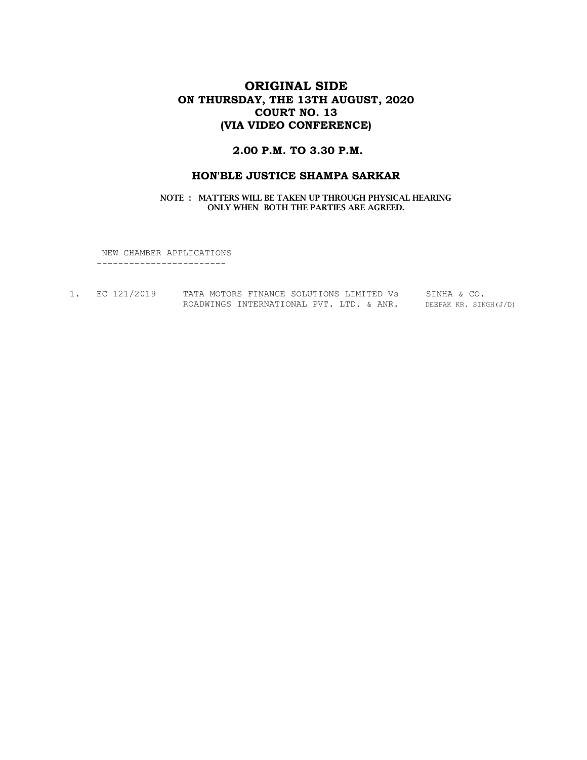# ORIGINAL SIDE
## ON THURSDAY, THE 13TH AUGUST, 2020
## COURT NO. 13
## (VIA VIDEO CONFERENCE)

### 2.00 P.M. TO 3.30 P.M.

### HON'BLE JUSTICE SHAMPA SARKAR

**NOTE : MATTERS WILL BE TAKEN UP THROUGH PHYSICAL HEARING ONLY WHEN BOTH THE PARTIES ARE AGREED.**

NEW CHAMBER APPLICATIONS
------------------------

| | | | |
|---|---|---|---|
| 1. | EC 121/2019 | TATA MOTORS FINANCE SOLUTIONS LIMITED Vs ROADWINGS INTERNATIONAL PVT. LTD. & ANR. | SINHA & CO. DEEPAK KR. SINGH(J/D) |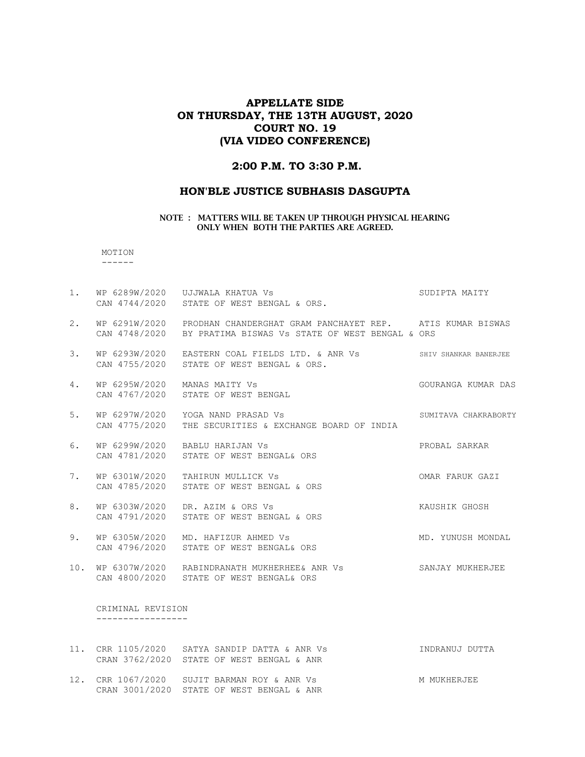# APPELLATE SIDE
# ON THURSDAY, THE 13TH AUGUST, 2020
# COURT NO. 19
# (VIA VIDEO CONFERENCE)

## 2:00 P.M. TO 3:30 P.M.

## HON'BLE JUSTICE SUBHASIS DASGUPTA

**NOTE : MATTERS WILL BE TAKEN UP THROUGH PHYSICAL HEARING ONLY WHEN BOTH THE PARTIES ARE AGREED.**

MOTION
------

| No. | Case No. | Parties | Advocate |
|---|---|---|---|
| 1. | WP 6289W/2020<br>CAN 4744/2020 | UJJWALA KHATUA Vs<br>STATE OF WEST BENGAL & ORS. | SUDIPTA MAITY |
| 2. | WP 6291W/2020<br>CAN 4748/2020 | PRODHAN CHANDERGHAT GRAM PANCHAYET REP.<br>BY PRATIMA BISWAS Vs STATE OF WEST BENGAL & ORS | ATIS KUMAR BISWAS |
| 3. | WP 6293W/2020<br>CAN 4755/2020 | EASTERN COAL FIELDS LTD. & ANR Vs<br>STATE OF WEST BENGAL & ORS. | SHIV SHANKAR BANERJEE |
| 4. | WP 6295W/2020<br>CAN 4767/2020 | MANAS MAITY Vs<br>STATE OF WEST BENGAL | GOURANGA KUMAR DAS |
| 5. | WP 6297W/2020<br>CAN 4775/2020 | YOGA NAND PRASAD Vs<br>THE SECURITIES & EXCHANGE BOARD OF INDIA | SUMITAVA CHAKRABORTY |
| 6. | WP 6299W/2020<br>CAN 4781/2020 | BABLU HARIJAN Vs<br>STATE OF WEST BENGAL& ORS | PROBAL SARKAR |
| 7. | WP 6301W/2020<br>CAN 4785/2020 | TAHIRUN MULLICK Vs<br>STATE OF WEST BENGAL & ORS | OMAR FARUK GAZI |
| 8. | WP 6303W/2020<br>CAN 4791/2020 | DR. AZIM & ORS Vs<br>STATE OF WEST BENGAL & ORS | KAUSHIK GHOSH |
| 9. | WP 6305W/2020<br>CAN 4796/2020 | MD. HAFIZUR AHMED Vs<br>STATE OF WEST BENGAL& ORS | MD. YUNUSH MONDAL |
| 10. | WP 6307W/2020<br>CAN 4800/2020 | RABINDRANATH MUKHERHEE& ANR Vs<br>STATE OF WEST BENGAL& ORS | SANJAY MUKHERJEE |

CRIMINAL REVISION
-----------------

| No. | Case No. | Parties | Advocate |
|---|---|---|---|
| 11. | CRR 1105/2020<br>CRAN 3762/2020 | SATYA SANDIP DATTA & ANR Vs<br>STATE OF WEST BENGAL & ANR | INDRANUJ DUTTA |
| 12. | CRR 1067/2020<br>CRAN 3001/2020 | SUJIT BARMAN ROY & ANR Vs<br>STATE OF WEST BENGAL & ANR | M MUKHERJEE |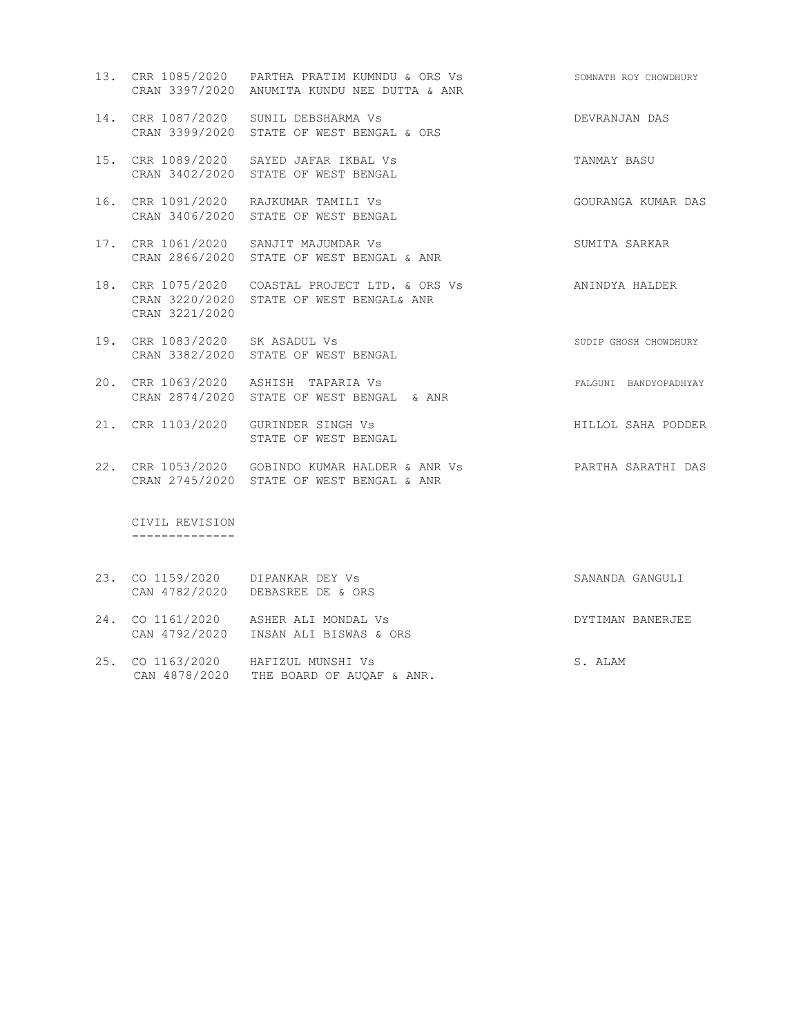| No. | Case No. | Parties | Advocate |
|---|---|---|---|
| 13. | CRR 1085/2020<br>CRAN 3397/2020 | PARTHA PRATIM KUMNDU & ORS Vs<br>ANUMITA KUNDU NEE DUTTA & ANR | SOMNATH ROY CHOWDHURY |
| 14. | CRR 1087/2020<br>CRAN 3399/2020 | SUNIL DEBSHARMA Vs<br>STATE OF WEST BENGAL & ORS | DEVRANJAN DAS |
| 15. | CRR 1089/2020<br>CRAN 3402/2020 | SAYED JAFAR IKBAL Vs<br>STATE OF WEST BENGAL | TANMAY BASU |
| 16. | CRR 1091/2020<br>CRAN 3406/2020 | RAJKUMAR TAMILI Vs<br>STATE OF WEST BENGAL | GOURANGA KUMAR DAS |
| 17. | CRR 1061/2020<br>CRAN 2866/2020 | SANJIT MAJUMDAR Vs<br>STATE OF WEST BENGAL & ANR | SUMITA SARKAR |
| 18. | CRR 1075/2020<br>CRAN 3220/2020<br>CRAN 3221/2020 | COASTAL PROJECT LTD. & ORS Vs<br>STATE OF WEST BENGAL& ANR | ANINDYA HALDER |
| 19. | CRR 1083/2020<br>CRAN 3382/2020 | SK ASADUL Vs<br>STATE OF WEST BENGAL | SUDIP GHOSH CHOWDHURY |
| 20. | CRR 1063/2020<br>CRAN 2874/2020 | ASHISH TAPARIA Vs<br>STATE OF WEST BENGAL & ANR | FALGUNI BANDYOPADHYAY |
| 21. | CRR 1103/2020 | GURINDER SINGH Vs<br>STATE OF WEST BENGAL | HILLOL SAHA PODDER |
| 22. | CRR 1053/2020<br>CRAN 2745/2020 | GOBINDO KUMAR HALDER & ANR Vs<br>STATE OF WEST BENGAL & ANR | PARTHA SARATHI DAS |

CIVIL REVISION
--------------

| No. | Case No. | Parties | Advocate |
|---|---|---|---|
| 23. | CO 1159/2020<br>CAN 4782/2020 | DIPANKAR DEY Vs<br>DEBASREE DE & ORS | SANANDA GANGULI |
| 24. | CO 1161/2020<br>CAN 4792/2020 | ASHER ALI MONDAL Vs<br>INSAN ALI BISWAS & ORS | DYTIMAN BANERJEE |
| 25. | CO 1163/2020<br>CAN 4878/2020 | HAFIZUL MUNSHI Vs<br>THE BOARD OF AUQAF & ANR. | S. ALAM |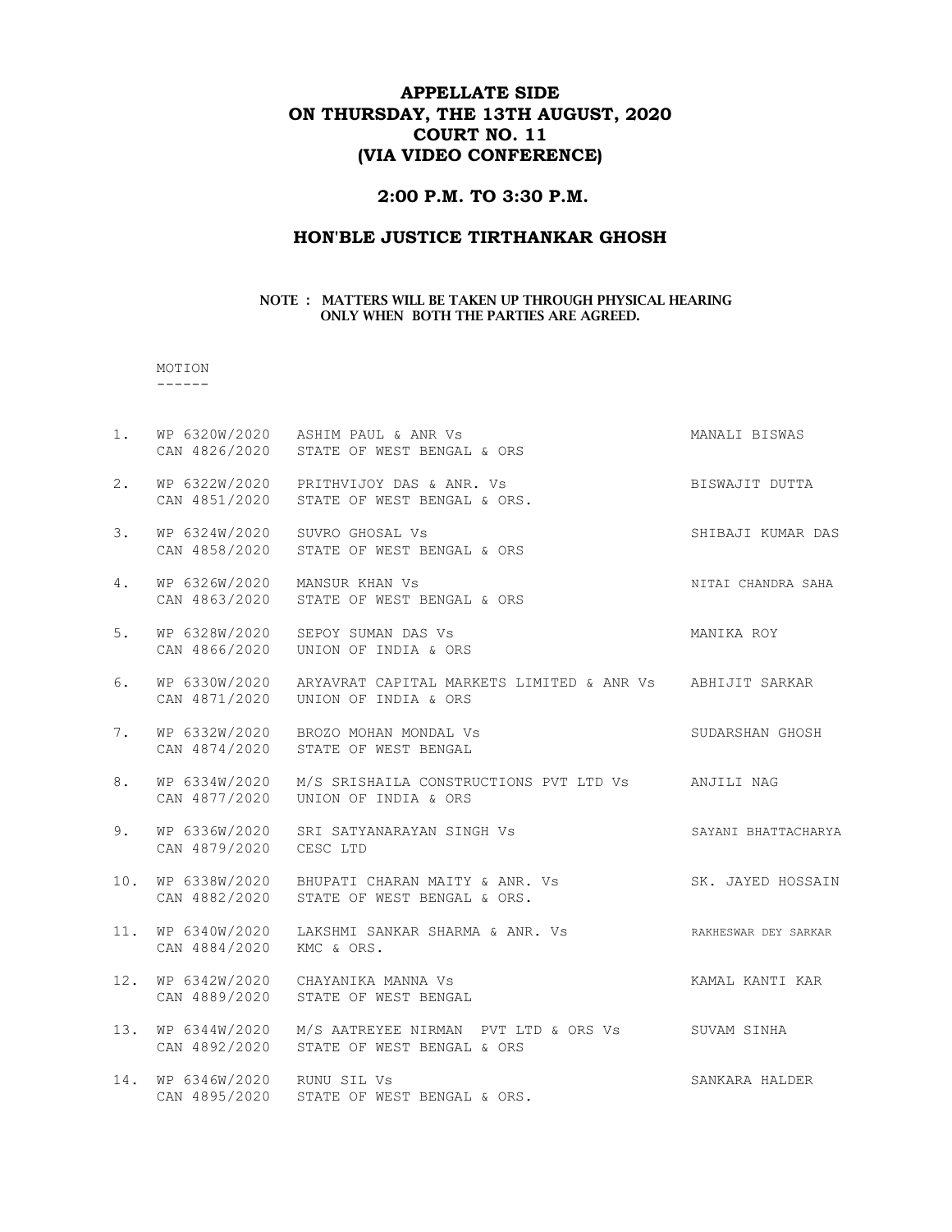# APPELLATE SIDE
# ON THURSDAY, THE 13TH AUGUST, 2020
# COURT NO. 11
# (VIA VIDEO CONFERENCE)

## 2:00 P.M. TO 3:30 P.M.

## HON'BLE JUSTICE TIRTHANKAR GHOSH

**NOTE : MATTERS WILL BE TAKEN UP THROUGH PHYSICAL HEARING ONLY WHEN BOTH THE PARTIES ARE AGREED.**

MOTION
------

| No. | Case No. | Parties | Advocate |
|---|---|---|---|
| 1. | WP 6320W/2020<br>CAN 4826/2020 | ASHIM PAUL & ANR Vs<br>STATE OF WEST BENGAL & ORS | MANALI BISWAS |
| 2. | WP 6322W/2020<br>CAN 4851/2020 | PRITHVIJOY DAS & ANR. Vs<br>STATE OF WEST BENGAL & ORS. | BISWAJIT DUTTA |
| 3. | WP 6324W/2020<br>CAN 4858/2020 | SUVRO GHOSAL Vs<br>STATE OF WEST BENGAL & ORS | SHIBAJI KUMAR DAS |
| 4. | WP 6326W/2020<br>CAN 4863/2020 | MANSUR KHAN Vs<br>STATE OF WEST BENGAL & ORS | NITAI CHANDRA SAHA |
| 5. | WP 6328W/2020<br>CAN 4866/2020 | SEPOY SUMAN DAS Vs<br>UNION OF INDIA & ORS | MANIKA ROY |
| 6. | WP 6330W/2020<br>CAN 4871/2020 | ARYAVRAT CAPITAL MARKETS LIMITED & ANR Vs<br>UNION OF INDIA & ORS | ABHIJIT SARKAR |
| 7. | WP 6332W/2020<br>CAN 4874/2020 | BROZO MOHAN MONDAL Vs<br>STATE OF WEST BENGAL | SUDARSHAN GHOSH |
| 8. | WP 6334W/2020<br>CAN 4877/2020 | M/S SRISHAILA CONSTRUCTIONS PVT LTD Vs<br>UNION OF INDIA & ORS | ANJILI NAG |
| 9. | WP 6336W/2020<br>CAN 4879/2020 | SRI SATYANARAYAN SINGH Vs<br>CESC LTD | SAYANI BHATTACHARYA |
| 10. | WP 6338W/2020<br>CAN 4882/2020 | BHUPATI CHARAN MAITY & ANR. Vs<br>STATE OF WEST BENGAL & ORS. | SK. JAYED HOSSAIN |
| 11. | WP 6340W/2020<br>CAN 4884/2020 | LAKSHMI SANKAR SHARMA & ANR. Vs<br>KMC & ORS. | RAKHESWAR DEY SARKAR |
| 12. | WP 6342W/2020<br>CAN 4889/2020 | CHAYANIKA MANNA Vs<br>STATE OF WEST BENGAL | KAMAL KANTI KAR |
| 13. | WP 6344W/2020<br>CAN 4892/2020 | M/S AATREYEE NIRMAN PVT LTD & ORS Vs<br>STATE OF WEST BENGAL & ORS | SUVAM SINHA |
| 14. | WP 6346W/2020<br>CAN 4895/2020 | RUNU SIL Vs<br>STATE OF WEST BENGAL & ORS. | SANKARA HALDER |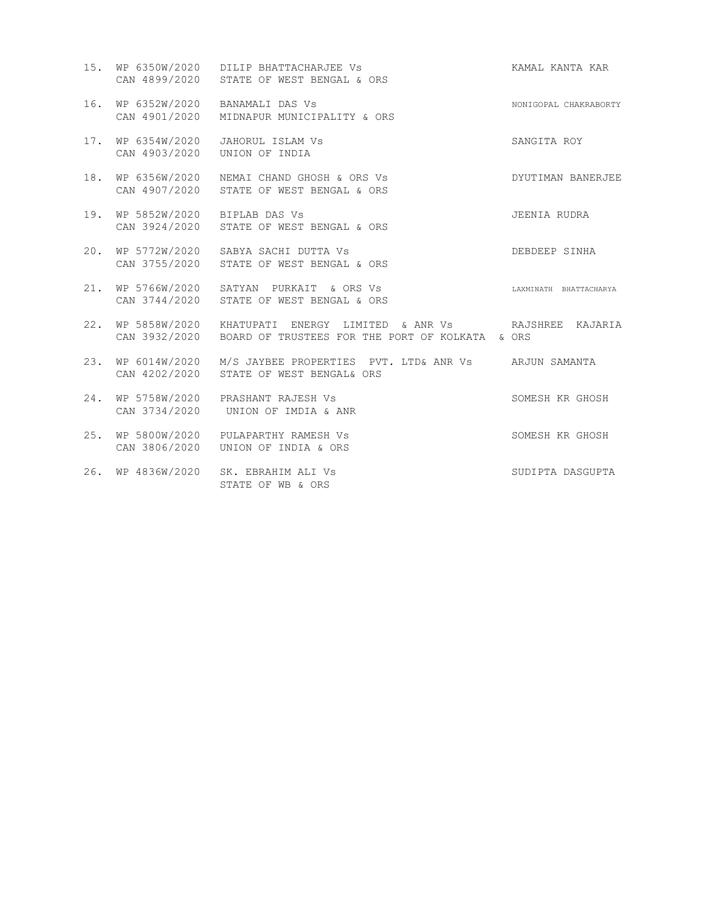| No. | Case No. | Parties | Advocate |
|---|---|---|---|
| 15. | WP 6350W/2020<br>CAN 4899/2020 | DILIP BHATTACHARJEE Vs<br>STATE OF WEST BENGAL & ORS | KAMAL KANTA KAR |
| 16. | WP 6352W/2020<br>CAN 4901/2020 | BANAMALI DAS Vs<br>MIDNAPUR MUNICIPALITY & ORS | NONIGOPAL CHAKRABORTY |
| 17. | WP 6354W/2020<br>CAN 4903/2020 | JAHORUL ISLAM Vs<br>UNION OF INDIA | SANGITA ROY |
| 18. | WP 6356W/2020<br>CAN 4907/2020 | NEMAI CHAND GHOSH & ORS Vs<br>STATE OF WEST BENGAL & ORS | DYUTIMAN BANERJEE |
| 19. | WP 5852W/2020<br>CAN 3924/2020 | BIPLAB DAS Vs<br>STATE OF WEST BENGAL & ORS | JEENIA RUDRA |
| 20. | WP 5772W/2020<br>CAN 3755/2020 | SABYA SACHI DUTTA Vs<br>STATE OF WEST BENGAL & ORS | DEBDEEP SINHA |
| 21. | WP 5766W/2020<br>CAN 3744/2020 | SATYAN PURKAIT & ORS Vs<br>STATE OF WEST BENGAL & ORS | LAXMINATH BHATTACHARYA |
| 22. | WP 5858W/2020<br>CAN 3932/2020 | KHATUPATI ENERGY LIMITED & ANR Vs<br>BOARD OF TRUSTEES FOR THE PORT OF KOLKATA & ORS | RAJSHREE KAJARIA |
| 23. | WP 6014W/2020<br>CAN 4202/2020 | M/S JAYBEE PROPERTIES PVT. LTD& ANR Vs<br>STATE OF WEST BENGAL& ORS | ARJUN SAMANTA |
| 24. | WP 5758W/2020<br>CAN 3734/2020 | PRASHANT RAJESH Vs<br>UNION OF IMDIA & ANR | SOMESH KR GHOSH |
| 25. | WP 5800W/2020<br>CAN 3806/2020 | PULAPARTHY RAMESH Vs<br>UNION OF INDIA & ORS | SOMESH KR GHOSH |
| 26. | WP 4836W/2020 | SK. EBRAHIM ALI Vs<br>STATE OF WB & ORS | SUDIPTA DASGUPTA |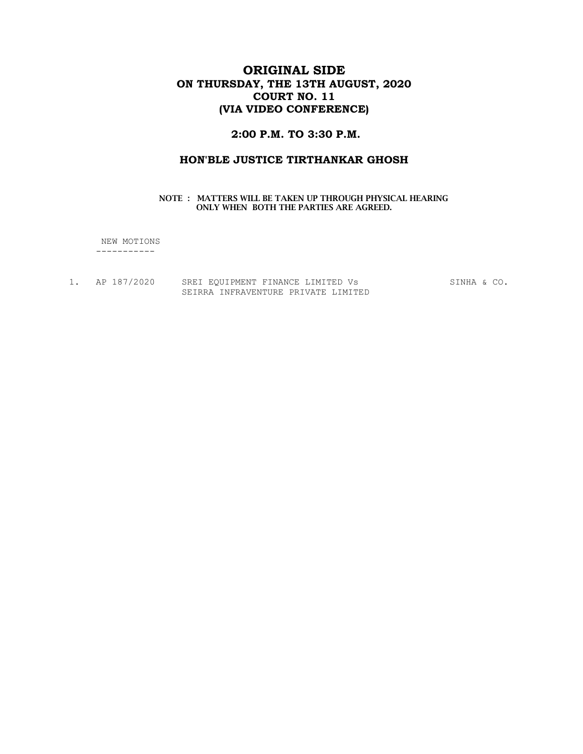# ORIGINAL SIDE
## ON THURSDAY, THE 13TH AUGUST, 2020
## COURT NO. 11
## (VIA VIDEO CONFERENCE)

### 2:00 P.M. TO 3:30 P.M.

### HON'BLE JUSTICE TIRTHANKAR GHOSH

**NOTE : MATTERS WILL BE TAKEN UP THROUGH PHYSICAL HEARING ONLY WHEN BOTH THE PARTIES ARE AGREED.**

NEW MOTIONS
-----------

| | | | |
|---|---|---|---|
| 1. | AP 187/2020 | SREI EQUIPMENT FINANCE LIMITED Vs SEIRRA INFRAVENTURE PRIVATE LIMITED | SINHA & CO. |